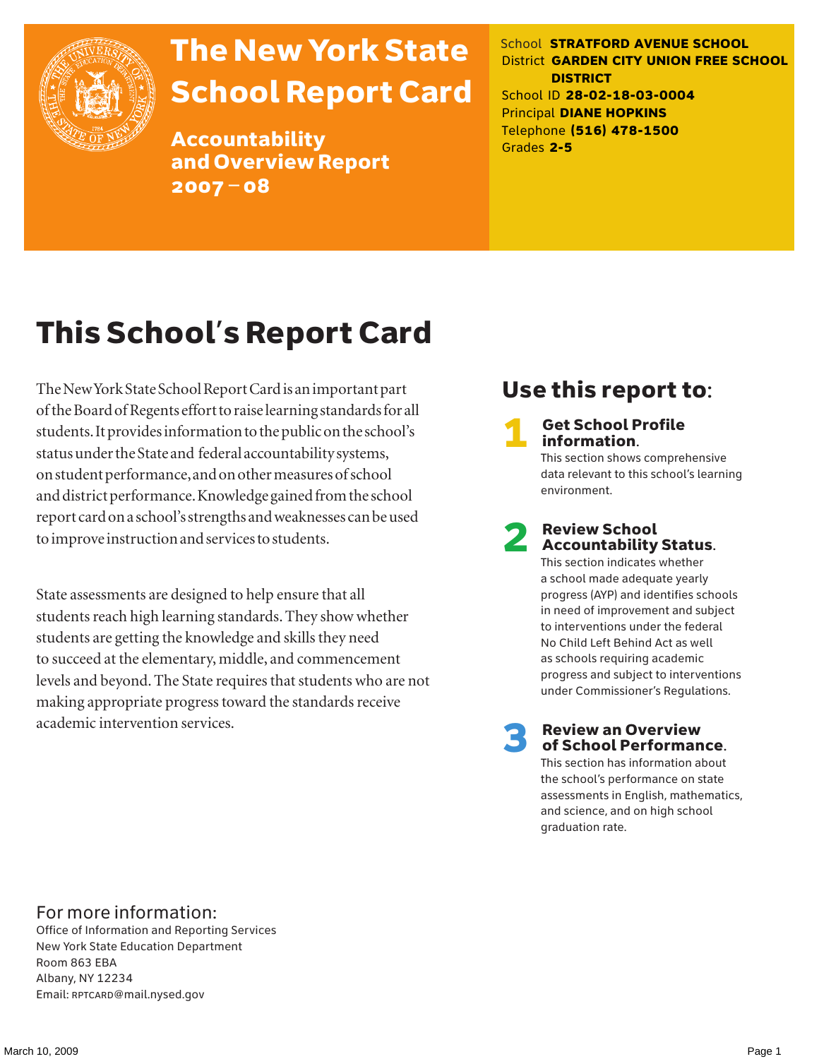# The New York State School Report Card

## Accountability and Overview Report 2007 – 08

School **STRATFORD AVENUE SCHOOL**
District **GARDEN CITY UNION FREE SCHOOL DISTRICT**
School ID **28-02-18-03-0004**
Principal **DIANE HOPKINS**
Telephone **(516) 478-1500**
Grades **2-5**

# This School's Report Card

The New York State School Report Card is an important part of the Board of Regents effort to raise learning standards for all students. It provides information to the public on the school's status under the State and federal accountability systems, on student performance, and on other measures of school and district performance. Knowledge gained from the school report card on a school's strengths and weaknesses can be used to improve instruction and services to students.

State assessments are designed to help ensure that all students reach high learning standards. They show whether students are getting the knowledge and skills they need to succeed at the elementary, middle, and commencement levels and beyond. The State requires that students who are not making appropriate progress toward the standards receive academic intervention services.

## Use this report to:

**1 Get School Profile information.**
This section shows comprehensive data relevant to this school's learning environment.

**2 Review School Accountability Status.**
This section indicates whether a school made adequate yearly progress (AYP) and identifies schools in need of improvement and subject to interventions under the federal No Child Left Behind Act as well as schools requiring academic progress and subject to interventions under Commissioner's Regulations.

**3 Review an Overview of School Performance.**
This section has information about the school's performance on state assessments in English, mathematics, and science, and on high school graduation rate.

For more information:
Office of Information and Reporting Services
New York State Education Department
Room 863 EBA
Albany, NY 12234
Email: RPTCARD@mail.nysed.gov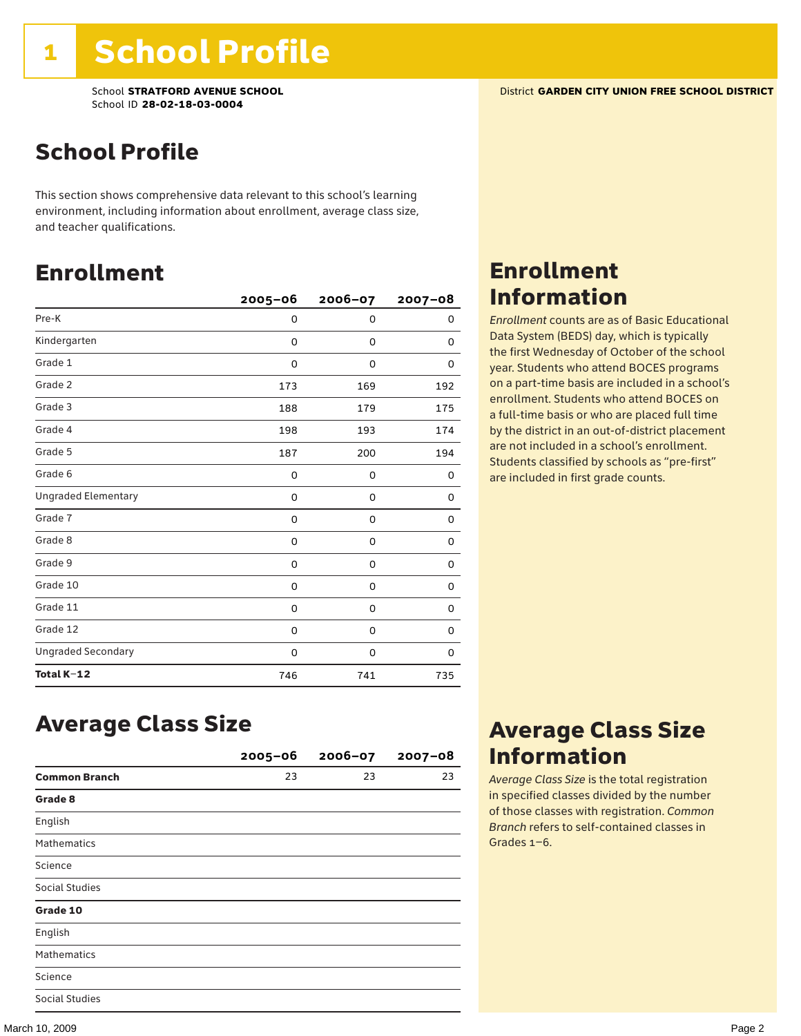# 1 School Profile

School **STRATFORD AVENUE SCHOOL**
School ID **28-02-18-03-0004**

District **GARDEN CITY UNION FREE SCHOOL DISTRICT**

## School Profile

This section shows comprehensive data relevant to this school's learning environment, including information about enrollment, average class size, and teacher qualifications.

## Enrollment

| | 2005–06 | 2006–07 | 2007–08 |
|---|---|---|---|
| Pre-K | 0 | 0 | 0 |
| Kindergarten | 0 | 0 | 0 |
| Grade 1 | 0 | 0 | 0 |
| Grade 2 | 173 | 169 | 192 |
| Grade 3 | 188 | 179 | 175 |
| Grade 4 | 198 | 193 | 174 |
| Grade 5 | 187 | 200 | 194 |
| Grade 6 | 0 | 0 | 0 |
| Ungraded Elementary | 0 | 0 | 0 |
| Grade 7 | 0 | 0 | 0 |
| Grade 8 | 0 | 0 | 0 |
| Grade 9 | 0 | 0 | 0 |
| Grade 10 | 0 | 0 | 0 |
| Grade 11 | 0 | 0 | 0 |
| Grade 12 | 0 | 0 | 0 |
| Ungraded Secondary | 0 | 0 | 0 |
| **Total K–12** | 746 | 741 | 735 |

## Enrollment Information

*Enrollment* counts are as of Basic Educational Data System (BEDS) day, which is typically the first Wednesday of October of the school year. Students who attend BOCES programs on a part-time basis are included in a school's enrollment. Students who attend BOCES on a full-time basis or who are placed full time by the district in an out-of-district placement are not included in a school's enrollment. Students classified by schools as "pre-first" are included in first grade counts.

## Average Class Size

| | 2005–06 | 2006–07 | 2007–08 |
|---|---|---|---|
| **Common Branch** | 23 | 23 | 23 |
| **Grade 8** | | | |
| English | | | |
| Mathematics | | | |
| Science | | | |
| Social Studies | | | |
| **Grade 10** | | | |
| English | | | |
| Mathematics | | | |
| Science | | | |
| Social Studies | | | |

## Average Class Size Information

*Average Class Size* is the total registration in specified classes divided by the number of those classes with registration. *Common Branch* refers to self-contained classes in Grades 1–6.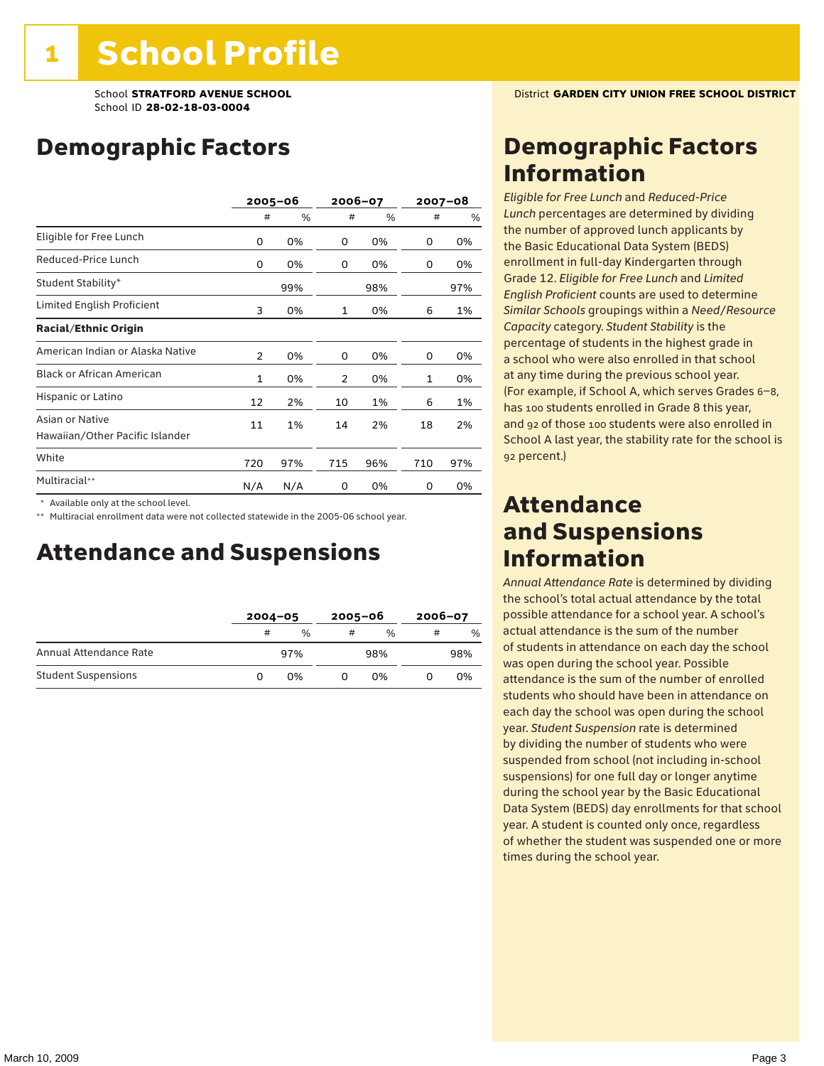# 1 School Profile

School **STRATFORD AVENUE SCHOOL**
School ID **28-02-18-03-0004**

District **GARDEN CITY UNION FREE SCHOOL DISTRICT**

## Demographic Factors

| | 2005–06 | | 2006–07 | | 2007–08 | |
|---|---|---|---|---|---|---|
| | # | % | # | % | # | % |
| Eligible for Free Lunch | 0 | 0% | 0 | 0% | 0 | 0% |
| Reduced-Price Lunch | 0 | 0% | 0 | 0% | 0 | 0% |
| Student Stability* | | 99% | | 98% | | 97% |
| Limited English Proficient | 3 | 0% | 1 | 0% | 6 | 1% |
| **Racial/Ethnic Origin** | | | | | | |
| American Indian or Alaska Native | 2 | 0% | 0 | 0% | 0 | 0% |
| Black or African American | 1 | 0% | 2 | 0% | 1 | 0% |
| Hispanic or Latino | 12 | 2% | 10 | 1% | 6 | 1% |
| Asian or Native Hawaiian/Other Pacific Islander | 11 | 1% | 14 | 2% | 18 | 2% |
| White | 720 | 97% | 715 | 96% | 710 | 97% |
| Multiracial** | N/A | N/A | 0 | 0% | 0 | 0% |

\* Available only at the school level.

\*\* Multiracial enrollment data were not collected statewide in the 2005-06 school year.

## Attendance and Suspensions

| | 2004–05 | | 2005–06 | | 2006–07 | |
|---|---|---|---|---|---|---|
| | # | % | # | % | # | % |
| Annual Attendance Rate | | 97% | | 98% | | 98% |
| Student Suspensions | 0 | 0% | 0 | 0% | 0 | 0% |

## Demographic Factors Information

*Eligible for Free Lunch* and *Reduced-Price Lunch* percentages are determined by dividing the number of approved lunch applicants by the Basic Educational Data System (BEDS) enrollment in full-day Kindergarten through Grade 12. *Eligible for Free Lunch* and *Limited English Proficient* counts are used to determine *Similar Schools* groupings within a *Need/Resource Capacity* category. *Student Stability* is the percentage of students in the highest grade in a school who were also enrolled in that school at any time during the previous school year. (For example, if School A, which serves Grades 6–8, has 100 students enrolled in Grade 8 this year, and 92 of those 100 students were also enrolled in School A last year, the stability rate for the school is 92 percent.)

## Attendance and Suspensions Information

*Annual Attendance Rate* is determined by dividing the school's total actual attendance by the total possible attendance for a school year. A school's actual attendance is the sum of the number of students in attendance on each day the school was open during the school year. Possible attendance is the sum of the number of enrolled students who should have been in attendance on each day the school was open during the school year. *Student Suspension* rate is determined by dividing the number of students who were suspended from school (not including in-school suspensions) for one full day or longer anytime during the school year by the Basic Educational Data System (BEDS) day enrollments for that school year. A student is counted only once, regardless of whether the student was suspended one or more times during the school year.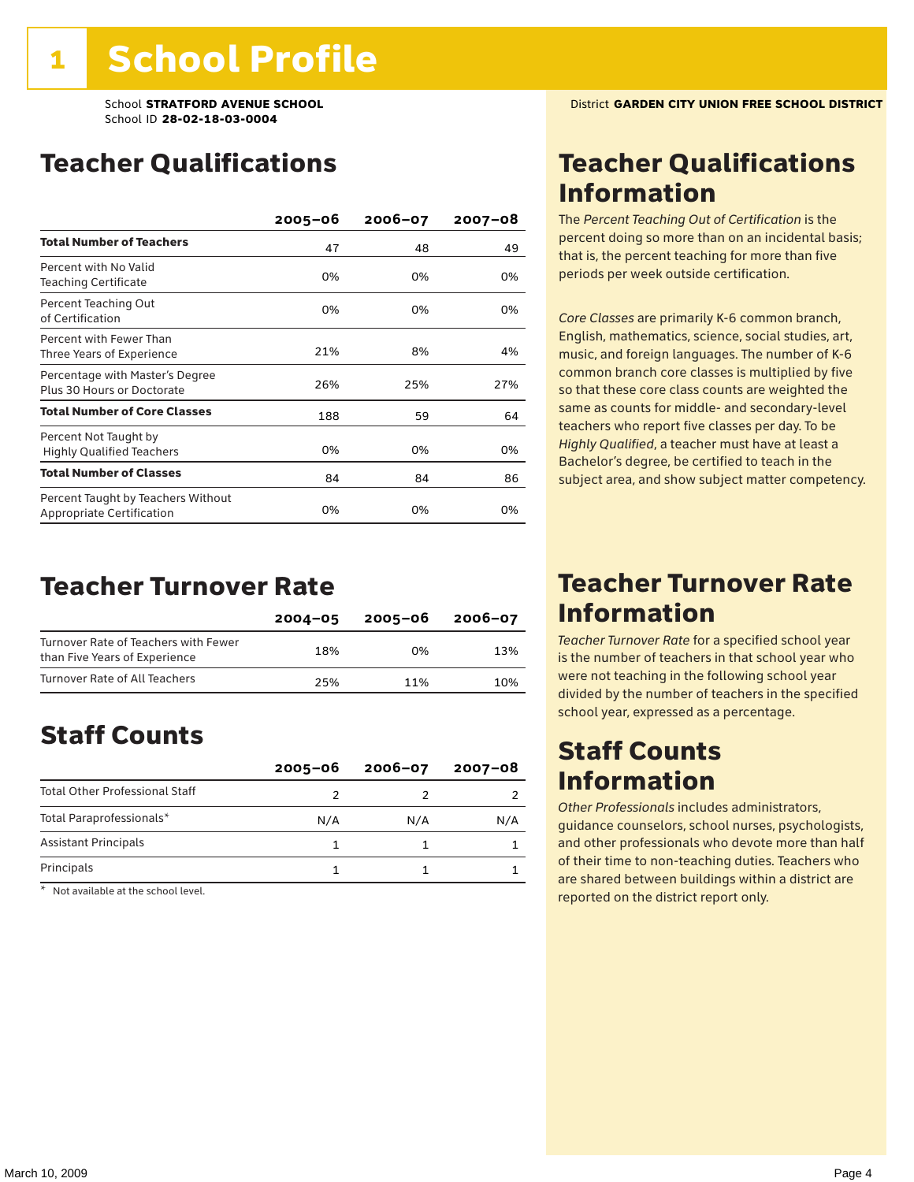# 1 School Profile

School **STRATFORD AVENUE SCHOOL**
School ID **28-02-18-03-0004**

District **GARDEN CITY UNION FREE SCHOOL DISTRICT**

## Teacher Qualifications

| | 2005–06 | 2006–07 | 2007–08 |
|---|---|---|---|
| **Total Number of Teachers** | 47 | 48 | 49 |
| Percent with No Valid Teaching Certificate | 0% | 0% | 0% |
| Percent Teaching Out of Certification | 0% | 0% | 0% |
| Percent with Fewer Than Three Years of Experience | 21% | 8% | 4% |
| Percentage with Master's Degree Plus 30 Hours or Doctorate | 26% | 25% | 27% |
| **Total Number of Core Classes** | 188 | 59 | 64 |
| Percent Not Taught by Highly Qualified Teachers | 0% | 0% | 0% |
| **Total Number of Classes** | 84 | 84 | 86 |
| Percent Taught by Teachers Without Appropriate Certification | 0% | 0% | 0% |

## Teacher Qualifications Information

The *Percent Teaching Out of Certification* is the percent doing so more than on an incidental basis; that is, the percent teaching for more than five periods per week outside certification.

*Core Classes* are primarily K-6 common branch, English, mathematics, science, social studies, art, music, and foreign languages. The number of K-6 common branch core classes is multiplied by five so that these core class counts are weighted the same as counts for middle- and secondary-level teachers who report five classes per day. To be *Highly Qualified*, a teacher must have at least a Bachelor's degree, be certified to teach in the subject area, and show subject matter competency.

## Teacher Turnover Rate

| | 2004–05 | 2005–06 | 2006–07 |
|---|---|---|---|
| Turnover Rate of Teachers with Fewer than Five Years of Experience | 18% | 0% | 13% |
| Turnover Rate of All Teachers | 25% | 11% | 10% |

## Teacher Turnover Rate Information

*Teacher Turnover Rate* for a specified school year is the number of teachers in that school year who were not teaching in the following school year divided by the number of teachers in the specified school year, expressed as a percentage.

## Staff Counts

| | 2005–06 | 2006–07 | 2007–08 |
|---|---|---|---|
| Total Other Professional Staff | 2 | 2 | 2 |
| Total Paraprofessionals* | N/A | N/A | N/A |
| Assistant Principals | 1 | 1 | 1 |
| Principals | 1 | 1 | 1 |

\* Not available at the school level.

## Staff Counts Information

*Other Professionals* includes administrators, guidance counselors, school nurses, psychologists, and other professionals who devote more than half of their time to non-teaching duties. Teachers who are shared between buildings within a district are reported on the district report only.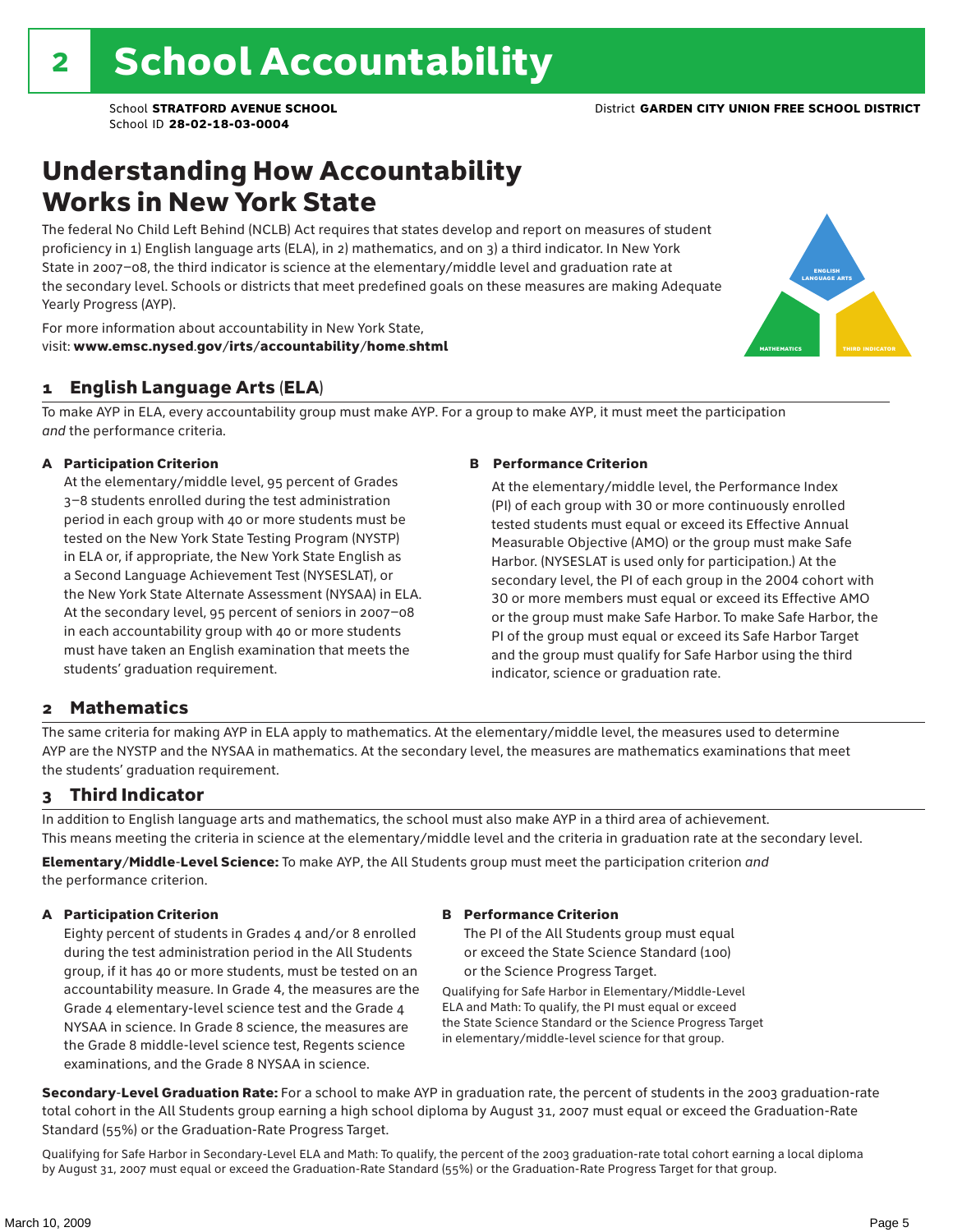# 2 School Accountability

School **STRATFORD AVENUE SCHOOL**
School ID **28-02-18-03-0004**
District **GARDEN CITY UNION FREE SCHOOL DISTRICT**

## Understanding How Accountability Works in New York State

The federal No Child Left Behind (NCLB) Act requires that states develop and report on measures of student proficiency in 1) English language arts (ELA), in 2) mathematics, and on 3) a third indicator. In New York State in 2007–08, the third indicator is science at the elementary/middle level and graduation rate at the secondary level. Schools or districts that meet predefined goals on these measures are making Adequate Yearly Progress (AYP).

For more information about accountability in New York State, visit: **www.emsc.nysed.gov/irts/accountability/home.shtml**

ENGLISH LANGUAGE ARTS
MATHEMATICS
THIRD INDICATOR

### 1 English Language Arts (ELA)

To make AYP in ELA, every accountability group must make AYP. For a group to make AYP, it must meet the participation *and* the performance criteria.

**A Participation Criterion**

At the elementary/middle level, 95 percent of Grades 3–8 students enrolled during the test administration period in each group with 40 or more students must be tested on the New York State Testing Program (NYSTP) in ELA or, if appropriate, the New York State English as a Second Language Achievement Test (NYSESLAT), or the New York State Alternate Assessment (NYSAA) in ELA. At the secondary level, 95 percent of seniors in 2007–08 in each accountability group with 40 or more students must have taken an English examination that meets the students' graduation requirement.

**B Performance Criterion**

At the elementary/middle level, the Performance Index (PI) of each group with 30 or more continuously enrolled tested students must equal or exceed its Effective Annual Measurable Objective (AMO) or the group must make Safe Harbor. (NYSESLAT is used only for participation.) At the secondary level, the PI of each group in the 2004 cohort with 30 or more members must equal or exceed its Effective AMO or the group must make Safe Harbor. To make Safe Harbor, the PI of the group must equal or exceed its Safe Harbor Target and the group must qualify for Safe Harbor using the third indicator, science or graduation rate.

### 2 Mathematics

The same criteria for making AYP in ELA apply to mathematics. At the elementary/middle level, the measures used to determine AYP are the NYSTP and the NYSAA in mathematics. At the secondary level, the measures are mathematics examinations that meet the students' graduation requirement.

### 3 Third Indicator

In addition to English language arts and mathematics, the school must also make AYP in a third area of achievement. This means meeting the criteria in science at the elementary/middle level and the criteria in graduation rate at the secondary level.

**Elementary/Middle-Level Science:** To make AYP, the All Students group must meet the participation criterion *and* the performance criterion.

**A Participation Criterion**

Eighty percent of students in Grades 4 and/or 8 enrolled during the test administration period in the All Students group, if it has 40 or more students, must be tested on an accountability measure. In Grade 4, the measures are the Grade 4 elementary-level science test and the Grade 4 NYSAA in science. In Grade 8 science, the measures are the Grade 8 middle-level science test, Regents science examinations, and the Grade 8 NYSAA in science.

**B Performance Criterion**

The PI of the All Students group must equal or exceed the State Science Standard (100) or the Science Progress Target.

Qualifying for Safe Harbor in Elementary/Middle-Level ELA and Math: To qualify, the PI must equal or exceed the State Science Standard or the Science Progress Target in elementary/middle-level science for that group.

**Secondary-Level Graduation Rate:** For a school to make AYP in graduation rate, the percent of students in the 2003 graduation-rate total cohort in the All Students group earning a high school diploma by August 31, 2007 must equal or exceed the Graduation-Rate Standard (55%) or the Graduation-Rate Progress Target.

Qualifying for Safe Harbor in Secondary-Level ELA and Math: To qualify, the percent of the 2003 graduation-rate total cohort earning a local diploma by August 31, 2007 must equal or exceed the Graduation-Rate Standard (55%) or the Graduation-Rate Progress Target for that group.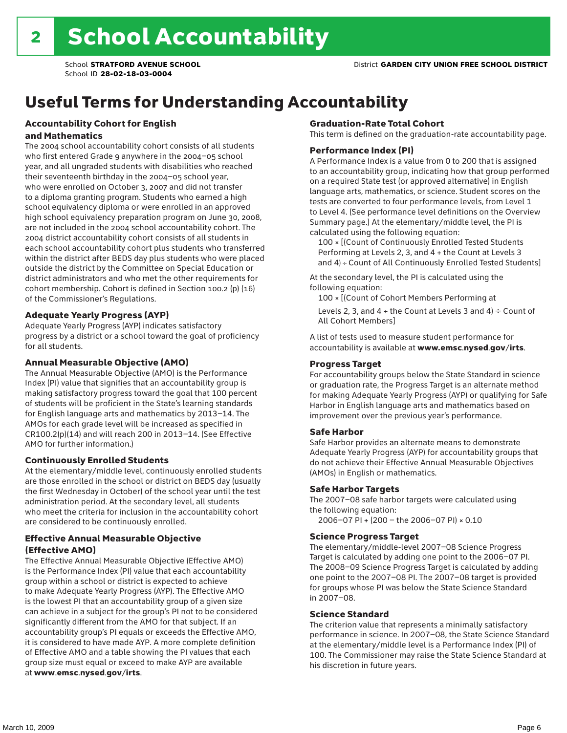# 2 School Accountability

School **STRATFORD AVENUE SCHOOL**
School ID **28-02-18-03-0004**
District **GARDEN CITY UNION FREE SCHOOL DISTRICT**

## Useful Terms for Understanding Accountability

### Accountability Cohort for English and Mathematics

The 2004 school accountability cohort consists of all students who first entered Grade 9 anywhere in the 2004–05 school year, and all ungraded students with disabilities who reached their seventeenth birthday in the 2004–05 school year, who were enrolled on October 3, 2007 and did not transfer to a diploma granting program. Students who earned a high school equivalency diploma or were enrolled in an approved high school equivalency preparation program on June 30, 2008, are not included in the 2004 school accountability cohort. The 2004 district accountability cohort consists of all students in each school accountability cohort plus students who transferred within the district after BEDS day plus students who were placed outside the district by the Committee on Special Education or district administrators and who met the other requirements for cohort membership. Cohort is defined in Section 100.2 (p) (16) of the Commissioner's Regulations.

### Adequate Yearly Progress (AYP)

Adequate Yearly Progress (AYP) indicates satisfactory progress by a district or a school toward the goal of proficiency for all students.

### Annual Measurable Objective (AMO)

The Annual Measurable Objective (AMO) is the Performance Index (PI) value that signifies that an accountability group is making satisfactory progress toward the goal that 100 percent of students will be proficient in the State's learning standards for English language arts and mathematics by 2013–14. The AMOs for each grade level will be increased as specified in CR100.2(p)(14) and will reach 200 in 2013–14. (See Effective AMO for further information.)

### Continuously Enrolled Students

At the elementary/middle level, continuously enrolled students are those enrolled in the school or district on BEDS day (usually the first Wednesday in October) of the school year until the test administration period. At the secondary level, all students who meet the criteria for inclusion in the accountability cohort are considered to be continuously enrolled.

### Effective Annual Measurable Objective (Effective AMO)

The Effective Annual Measurable Objective (Effective AMO) is the Performance Index (PI) value that each accountability group within a school or district is expected to achieve to make Adequate Yearly Progress (AYP). The Effective AMO is the lowest PI that an accountability group of a given size can achieve in a subject for the group's PI not to be considered significantly different from the AMO for that subject. If an accountability group's PI equals or exceeds the Effective AMO, it is considered to have made AYP. A more complete definition of Effective AMO and a table showing the PI values that each group size must equal or exceed to make AYP are available at **www.emsc.nysed.gov/irts**.

### Graduation-Rate Total Cohort

This term is defined on the graduation-rate accountability page.

### Performance Index (PI)

A Performance Index is a value from 0 to 200 that is assigned to an accountability group, indicating how that group performed on a required State test (or approved alternative) in English language arts, mathematics, or science. Student scores on the tests are converted to four performance levels, from Level 1 to Level 4. (See performance level definitions on the Overview Summary page.) At the elementary/middle level, the PI is calculated using the following equation:

100 × [(Count of Continuously Enrolled Tested Students Performing at Levels 2, 3, and 4 + the Count at Levels 3 and 4) ÷ Count of All Continuously Enrolled Tested Students]

At the secondary level, the PI is calculated using the following equation:

100 × [(Count of Cohort Members Performing at Levels 2, 3, and 4 + the Count at Levels 3 and 4) ÷ Count of All Cohort Members]

A list of tests used to measure student performance for accountability is available at **www.emsc.nysed.gov/irts**.

### Progress Target

For accountability groups below the State Standard in science or graduation rate, the Progress Target is an alternate method for making Adequate Yearly Progress (AYP) or qualifying for Safe Harbor in English language arts and mathematics based on improvement over the previous year's performance.

### Safe Harbor

Safe Harbor provides an alternate means to demonstrate Adequate Yearly Progress (AYP) for accountability groups that do not achieve their Effective Annual Measurable Objectives (AMOs) in English or mathematics.

### Safe Harbor Targets

The 2007–08 safe harbor targets were calculated using the following equation:

2006–07 PI + (200 – the 2006–07 PI) × 0.10

### Science Progress Target

The elementary/middle-level 2007–08 Science Progress Target is calculated by adding one point to the 2006–07 PI. The 2008–09 Science Progress Target is calculated by adding one point to the 2007–08 PI. The 2007–08 target is provided for groups whose PI was below the State Science Standard in 2007–08.

### Science Standard

The criterion value that represents a minimally satisfactory performance in science. In 2007–08, the State Science Standard at the elementary/middle level is a Performance Index (PI) of 100. The Commissioner may raise the State Science Standard at his discretion in future years.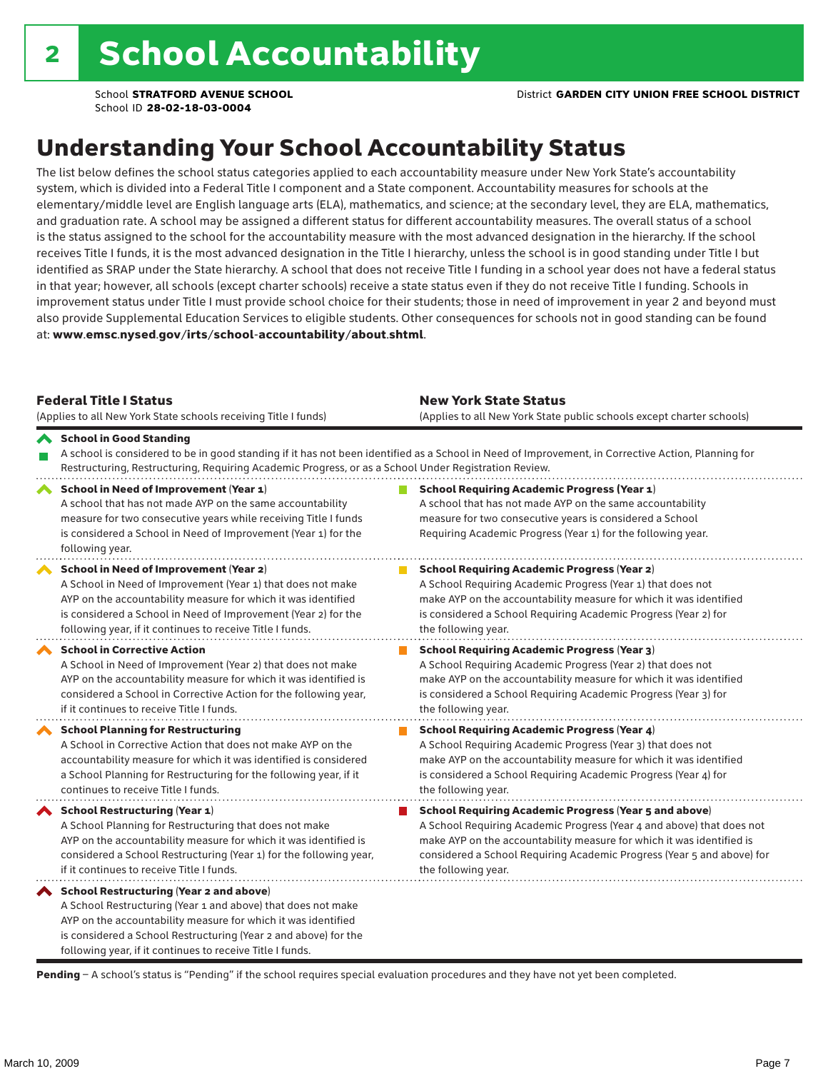# 2 School Accountability

School **STRATFORD AVENUE SCHOOL**
School ID **28-02-18-03-0004**

District **GARDEN CITY UNION FREE SCHOOL DISTRICT**

## Understanding Your School Accountability Status

The list below defines the school status categories applied to each accountability measure under New York State's accountability system, which is divided into a Federal Title I component and a State component. Accountability measures for schools at the elementary/middle level are English language arts (ELA), mathematics, and science; at the secondary level, they are ELA, mathematics, and graduation rate. A school may be assigned a different status for different accountability measures. The overall status of a school is the status assigned to the school for the accountability measure with the most advanced designation in the hierarchy. If the school receives Title I funds, it is the most advanced designation in the Title I hierarchy, unless the school is in good standing under Title I but identified as SRAP under the State hierarchy. A school that does not receive Title I funding in a school year does not have a federal status in that year; however, all schools (except charter schools) receive a state status even if they do not receive Title I funding. Schools in improvement status under Title I must provide school choice for their students; those in need of improvement in year 2 and beyond must also provide Supplemental Education Services to eligible students. Other consequences for schools not in good standing can be found at: **www.emsc.nysed.gov/irts/school-accountability/about.shtml**.

| **Federal Title I Status**<br>(Applies to all New York State schools receiving Title I funds) | **New York State Status**<br>(Applies to all New York State public schools except charter schools) |
|---|---|
| **School in Good Standing**<br>A school is considered to be in good standing if it has not been identified as a School in Need of Improvement, in Corrective Action, Planning for Restructuring, Restructuring, Requiring Academic Progress, or as a School Under Registration Review. | |
| **School in Need of Improvement (Year 1)**<br>A school that has not made AYP on the same accountability measure for two consecutive years while receiving Title I funds is considered a School in Need of Improvement (Year 1) for the following year. | **School Requiring Academic Progress (Year 1)**<br>A school that has not made AYP on the same accountability measure for two consecutive years is considered a School Requiring Academic Progress (Year 1) for the following year. |
| **School in Need of Improvement (Year 2)**<br>A School in Need of Improvement (Year 1) that does not make AYP on the accountability measure for which it was identified is considered a School in Need of Improvement (Year 2) for the following year, if it continues to receive Title I funds. | **School Requiring Academic Progress (Year 2)**<br>A School Requiring Academic Progress (Year 1) that does not make AYP on the accountability measure for which it was identified is considered a School Requiring Academic Progress (Year 2) for the following year. |
| **School in Corrective Action**<br>A School in Need of Improvement (Year 2) that does not make AYP on the accountability measure for which it was identified is considered a School in Corrective Action for the following year, if it continues to receive Title I funds. | **School Requiring Academic Progress (Year 3)**<br>A School Requiring Academic Progress (Year 2) that does not make AYP on the accountability measure for which it was identified is considered a School Requiring Academic Progress (Year 3) for the following year. |
| **School Planning for Restructuring**<br>A School in Corrective Action that does not make AYP on the accountability measure for which it was identified is considered a School Planning for Restructuring for the following year, if it continues to receive Title I funds. | **School Requiring Academic Progress (Year 4)**<br>A School Requiring Academic Progress (Year 3) that does not make AYP on the accountability measure for which it was identified is considered a School Requiring Academic Progress (Year 4) for the following year. |
| **School Restructuring (Year 1)**<br>A School Planning for Restructuring that does not make AYP on the accountability measure for which it was identified is considered a School Restructuring (Year 1) for the following year, if it continues to receive Title I funds. | **School Requiring Academic Progress (Year 5 and above)**<br>A School Requiring Academic Progress (Year 4 and above) that does not make AYP on the accountability measure for which it was identified is considered a School Requiring Academic Progress (Year 5 and above) for the following year. |
| **School Restructuring (Year 2 and above)**<br>A School Restructuring (Year 1 and above) that does not make AYP on the accountability measure for which it was identified is considered a School Restructuring (Year 2 and above) for the following year, if it continues to receive Title I funds. | |

**Pending** – A school's status is "Pending" if the school requires special evaluation procedures and they have not yet been completed.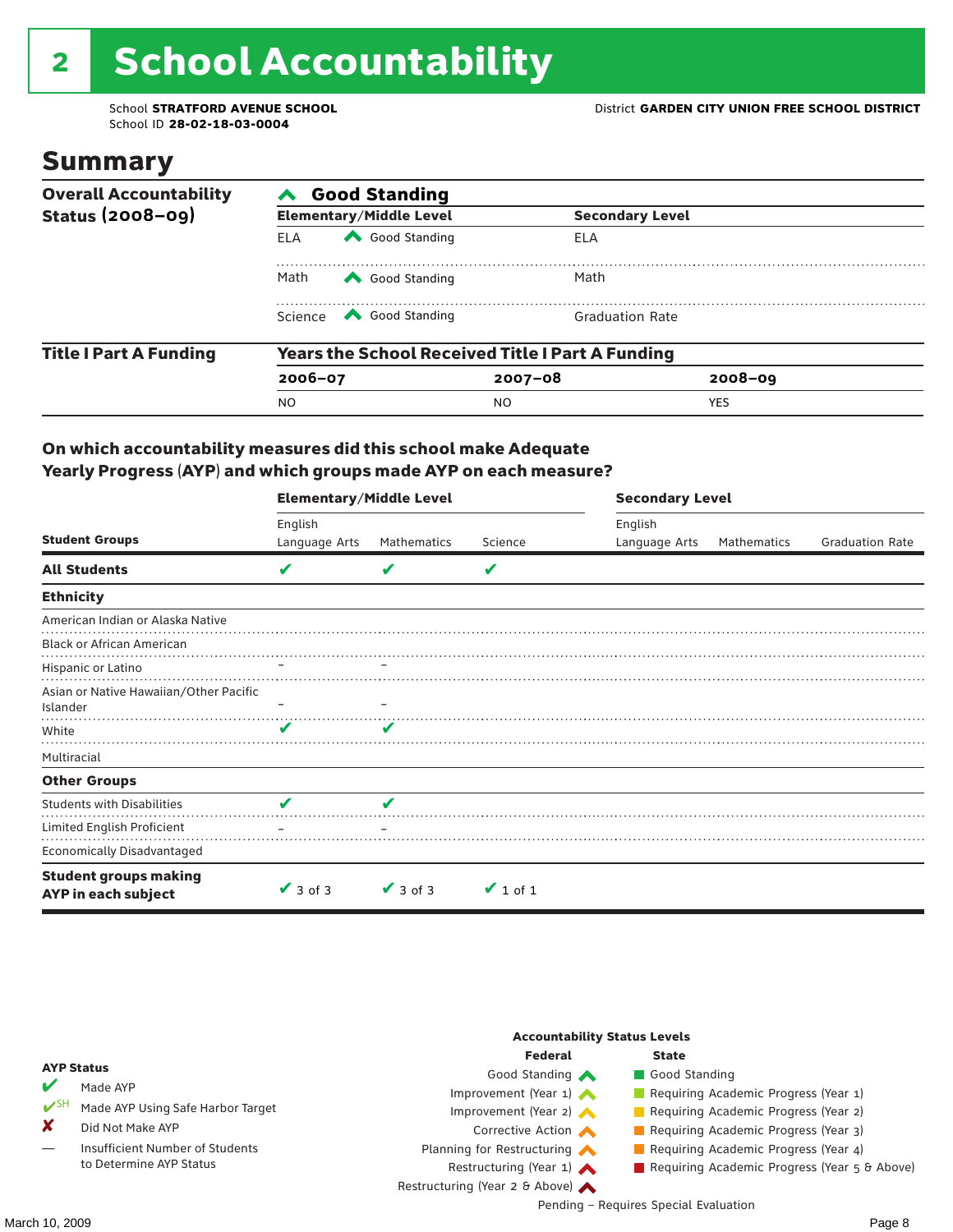# 2 School Accountability

School **STRATFORD AVENUE SCHOOL**
School ID **28-02-18-03-0004**

District **GARDEN CITY UNION FREE SCHOOL DISTRICT**

## Summary

**Overall Accountability Status (2008–09)**

**Good Standing**

| Elementary/Middle Level | | Secondary Level |
|---|---|---|
| ELA | Good Standing | ELA |
| Math | Good Standing | Math |
| Science | Good Standing | Graduation Rate |

**Title I Part A Funding**

**Years the School Received Title I Part A Funding**

| 2006–07 | 2007–08 | 2008–09 |
|---|---|---|
| NO | NO | YES |

### On which accountability measures did this school make Adequate Yearly Progress (AYP) and which groups made AYP on each measure?

| Student Groups | Elementary/Middle Level: English Language Arts | Elementary/Middle Level: Mathematics | Elementary/Middle Level: Science | Secondary Level: English Language Arts | Secondary Level: Mathematics | Secondary Level: Graduation Rate |
|---|---|---|---|---|---|---|
| **All Students** | ✔ | ✔ | ✔ | | | |
| **Ethnicity** | | | | | | |
| American Indian or Alaska Native | | | | | | |
| Black or African American | | | | | | |
| Hispanic or Latino | – | – | | | | |
| Asian or Native Hawaiian/Other Pacific Islander | – | – | | | | |
| White | ✔ | ✔ | | | | |
| Multiracial | | | | | | |
| **Other Groups** | | | | | | |
| Students with Disabilities | ✔ | ✔ | | | | |
| Limited English Proficient | – | – | | | | |
| Economically Disadvantaged | | | | | | |
| **Student groups making AYP in each subject** | ✔ 3 of 3 | ✔ 3 of 3 | ✔ 1 of 1 | | | |

**AYP Status**

- ✔ Made AYP
- ✔SH Made AYP Using Safe Harbor Target
- ✘ Did Not Make AYP
- — Insufficient Number of Students to Determine AYP Status

**Accountability Status Levels**

| Federal | State |
|---|---|
| Good Standing | Good Standing |
| Improvement (Year 1) | Requiring Academic Progress (Year 1) |
| Improvement (Year 2) | Requiring Academic Progress (Year 2) |
| Corrective Action | Requiring Academic Progress (Year 3) |
| Planning for Restructuring | Requiring Academic Progress (Year 4) |
| Restructuring (Year 1) | Requiring Academic Progress (Year 5 & Above) |
| Restructuring (Year 2 & Above) | |

Pending – Requires Special Evaluation

March 10, 2009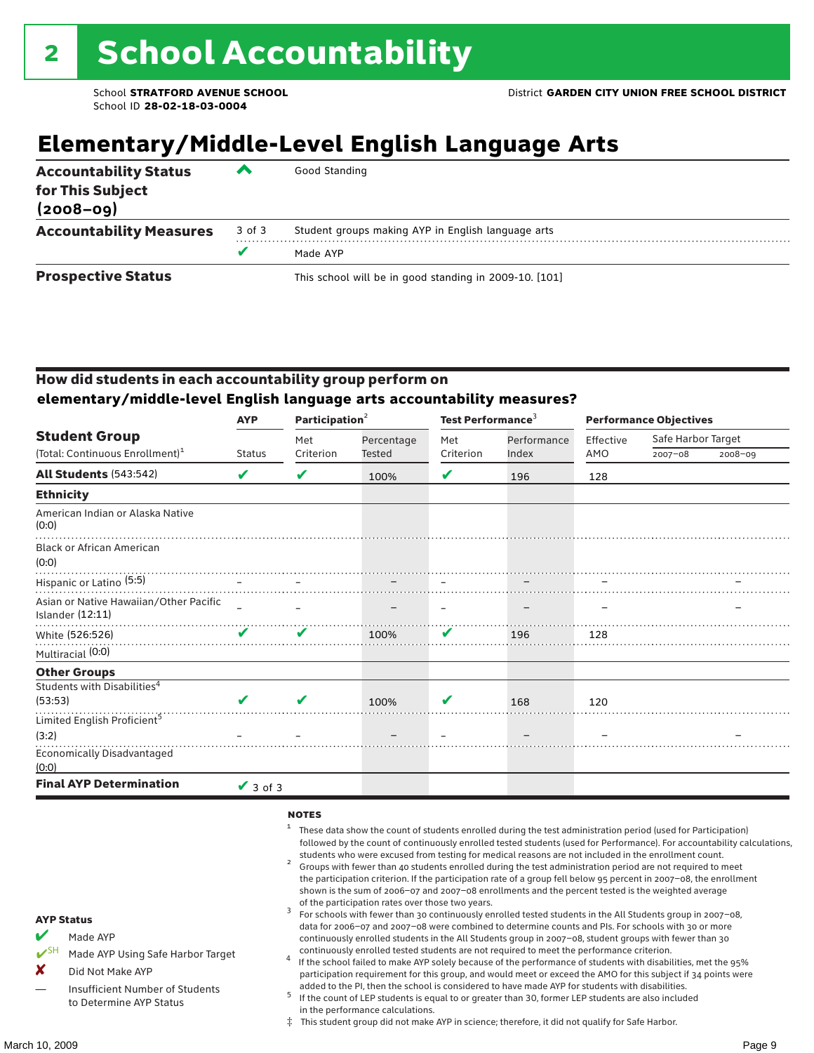# 2 School Accountability

School **STRATFORD AVENUE SCHOOL**
School ID **28-02-18-03-0004**

District **GARDEN CITY UNION FREE SCHOOL DISTRICT**

## Elementary/Middle-Level English Language Arts

| | | |
|---|---|---|
| **Accountability Status for This Subject (2008–09)** | ^ | Good Standing |
| **Accountability Measures** | 3 of 3 | Student groups making AYP in English language arts |
| | ✔ | Made AYP |
| **Prospective Status** | | This school will be in good standing in 2009-10. [101] |

### How did students in each accountability group perform on elementary/middle-level English language arts accountability measures?

| Student Group (Total: Continuous Enrollment)[1] | AYP Status | Participation[2] Met Criterion | Percentage Tested | Test Performance[3] Met Criterion | Performance Index | Performance Objectives Effective AMO | Safe Harbor Target 2007–08 | 2008–09 |
|---|---|---|---|---|---|---|---|---|
| **All Students** (543:542) | ✔ | ✔ | 100% | ✔ | 196 | 128 | | |
| **Ethnicity** | | | | | | | | |
| American Indian or Alaska Native (0:0) | | | | | | | | |
| Black or African American (0:0) | | | | | | | | |
| Hispanic or Latino (5:5) | – | – | – | – | – | – | | – |
| Asian or Native Hawaiian/Other Pacific Islander (12:11) | – | – | – | – | – | – | | – |
| White (526:526) | ✔ | ✔ | 100% | ✔ | 196 | 128 | | |
| Multiracial (0:0) | | | | | | | | |
| **Other Groups** | | | | | | | | |
| Students with Disabilities[4] (53:53) | ✔ | ✔ | 100% | ✔ | 168 | 120 | | |
| Limited English Proficient[5] (3:2) | – | – | – | – | – | – | | – |
| Economically Disadvantaged (0:0) | | | | | | | | |
| **Final AYP Determination** | ✔ 3 of 3 | | | | | | | |

**AYP Status**

- ✔ Made AYP
- ✔SH Made AYP Using Safe Harbor Target
- ✘ Did Not Make AYP
- — Insufficient Number of Students to Determine AYP Status

**NOTES**

1. These data show the count of students enrolled during the test administration period (used for Participation) followed by the count of continuously enrolled tested students (used for Performance). For accountability calculations, students who were excused from testing for medical reasons are not included in the enrollment count.
2. Groups with fewer than 40 students enrolled during the test administration period are not required to meet the participation criterion. If the participation rate of a group fell below 95 percent in 2007–08, the enrollment shown is the sum of 2006–07 and 2007–08 enrollments and the percent tested is the weighted average of the participation rates over those two years.
3. For schools with fewer than 30 continuously enrolled tested students in the All Students group in 2007–08, data for 2006–07 and 2007–08 were combined to determine counts and PIs. For schools with 30 or more continuously enrolled students in the All Students group in 2007–08, student groups with fewer than 30 continuously enrolled tested students are not required to meet the performance criterion.
4. If the school failed to make AYP solely because of the performance of students with disabilities, met the 95% participation requirement for this group, and would meet or exceed the AMO for this subject if 34 points were added to the PI, then the school is considered to have made AYP for students with disabilities.
5. If the count of LEP students is equal to or greater than 30, former LEP students are also included in the performance calculations.

‡ This student group did not make AYP in science; therefore, it did not qualify for Safe Harbor.

March 10, 2009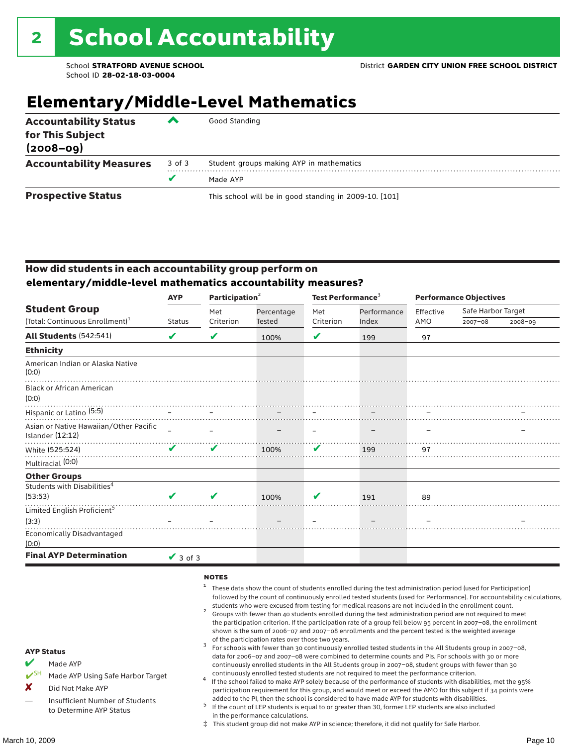# 2 School Accountability

School **STRATFORD AVENUE SCHOOL**
School ID **28-02-18-03-0004**

District **GARDEN CITY UNION FREE SCHOOL DISTRICT**

## Elementary/Middle-Level Mathematics

| | | |
|---|---|---|
| **Accountability Status for This Subject (2008–09)** | ^ | Good Standing |
| **Accountability Measures** | 3 of 3 | Student groups making AYP in mathematics |
| | ✔ | Made AYP |
| **Prospective Status** | | This school will be in good standing in 2009-10. [101] |

### How did students in each accountability group perform on elementary/middle-level mathematics accountability measures?

| Student Group (Total: Continuous Enrollment)[1] | AYP Status | Participation[2] Met Criterion | Participation[2] Percentage Tested | Test Performance[3] Met Criterion | Test Performance[3] Performance Index | Performance Objectives Effective AMO | Safe Harbor Target 2007–08 | Safe Harbor Target 2008–09 |
|---|---|---|---|---|---|---|---|---|
| **All Students** (542:541) | ✔ | ✔ | 100% | ✔ | 199 | 97 | | |
| **Ethnicity** | | | | | | | | |
| American Indian or Alaska Native (0:0) | | | | | | | | |
| Black or African American (0:0) | | | | | | | | |
| Hispanic or Latino (5:5) | – | – | – | – | – | – | | – |
| Asian or Native Hawaiian/Other Pacific Islander (12:12) | – | – | – | – | – | – | | – |
| White (525:524) | ✔ | ✔ | 100% | ✔ | 199 | 97 | | |
| Multiracial (0:0) | | | | | | | | |
| **Other Groups** | | | | | | | | |
| Students with Disabilities[4] (53:53) | ✔ | ✔ | 100% | ✔ | 191 | 89 | | |
| Limited English Proficient[5] (3:3) | – | – | – | – | – | – | | – |
| Economically Disadvantaged (0:0) | | | | | | | | |
| **Final AYP Determination** | ✔ 3 of 3 | | | | | | | |

**AYP Status**

- ✔ Made AYP
- ✔SH Made AYP Using Safe Harbor Target
- ✘ Did Not Make AYP
- — Insufficient Number of Students to Determine AYP Status

**NOTES**

1. These data show the count of students enrolled during the test administration period (used for Participation) followed by the count of continuously enrolled tested students (used for Performance). For accountability calculations, students who were excused from testing for medical reasons are not included in the enrollment count.
2. Groups with fewer than 40 students enrolled during the test administration period are not required to meet the participation criterion. If the participation rate of a group fell below 95 percent in 2007–08, the enrollment shown is the sum of 2006–07 and 2007–08 enrollments and the percent tested is the weighted average of the participation rates over those two years.
3. For schools with fewer than 30 continuously enrolled tested students in the All Students group in 2007–08, data for 2006–07 and 2007–08 were combined to determine counts and PIs. For schools with 30 or more continuously enrolled students in the All Students group in 2007–08, student groups with fewer than 30 continuously enrolled tested students are not required to meet the performance criterion.
4. If the school failed to make AYP solely because of the performance of students with disabilities, met the 95% participation requirement for this group, and would meet or exceed the AMO for this subject if 34 points were added to the PI, then the school is considered to have made AYP for students with disabilities.
5. If the count of LEP students is equal to or greater than 30, former LEP students are also included in the performance calculations.

‡ This student group did not make AYP in science; therefore, it did not qualify for Safe Harbor.

March 10, 2009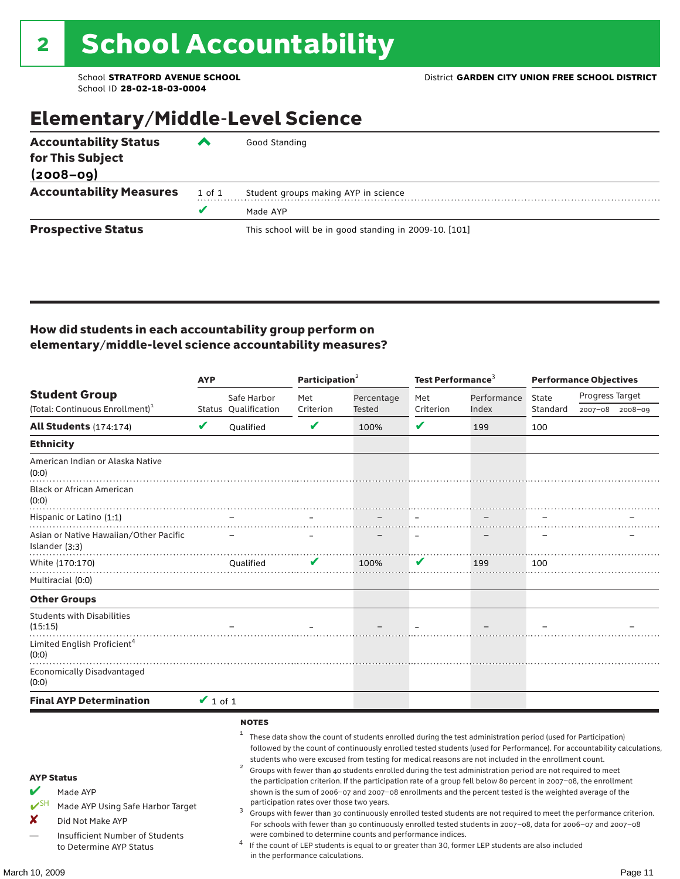# 2 School Accountability

School **STRATFORD AVENUE SCHOOL**
School ID **28-02-18-03-0004**

District **GARDEN CITY UNION FREE SCHOOL DISTRICT**

## Elementary/Middle-Level Science

| | | |
|---|---|---|
| **Accountability Status for This Subject (2008–09)** | ^ | Good Standing |
| **Accountability Measures** | 1 of 1 | Student groups making AYP in science |
| | ✔ | Made AYP |
| **Prospective Status** | | This school will be in good standing in 2009-10. [101] |

### How did students in each accountability group perform on elementary/middle-level science accountability measures?

| Student Group (Total: Continuous Enrollment)[1] | AYP Status | AYP Safe Harbor Qualification | Participation[2] Met Criterion | Participation[2] Percentage Tested | Test Performance[3] Met Criterion | Test Performance[3] Performance Index | Performance Objectives State Standard | Progress Target 2007–08 | Progress Target 2008–09 |
|---|---|---|---|---|---|---|---|---|---|
| **All Students** (174:174) | ✔ | Qualified | ✔ | 100% | ✔ | 199 | 100 | | |
| **Ethnicity** | | | | | | | | | |
| American Indian or Alaska Native (0:0) | | | | | | | | | |
| Black or African American (0:0) | | | | | | | | | |
| Hispanic or Latino (1:1) | | – | – | – | – | – | – | | – |
| Asian or Native Hawaiian/Other Pacific Islander (3:3) | | – | – | – | – | – | – | | – |
| White (170:170) | | Qualified | ✔ | 100% | ✔ | 199 | 100 | | |
| Multiracial (0:0) | | | | | | | | | |
| **Other Groups** | | | | | | | | | |
| Students with Disabilities (15:15) | | – | – | – | – | – | – | | – |
| Limited English Proficient[4] (0:0) | | | | | | | | | |
| Economically Disadvantaged (0:0) | | | | | | | | | |
| **Final AYP Determination** | ✔ 1 of 1 | | | | | | | | |

**AYP Status**

- ✔ Made AYP
- ✔SH Made AYP Using Safe Harbor Target
- ✘ Did Not Make AYP
- — Insufficient Number of Students to Determine AYP Status

**NOTES**

1. These data show the count of students enrolled during the test administration period (used for Participation) followed by the count of continuously enrolled tested students (used for Performance). For accountability calculations, students who were excused from testing for medical reasons are not included in the enrollment count.
2. Groups with fewer than 40 students enrolled during the test administration period are not required to meet the participation criterion. If the participation rate of a group fell below 80 percent in 2007–08, the enrollment shown is the sum of 2006–07 and 2007–08 enrollments and the percent tested is the weighted average of the participation rates over those two years.
3. Groups with fewer than 30 continuously enrolled tested students are not required to meet the performance criterion. For schools with fewer than 30 continuously enrolled tested students in 2007–08, data for 2006–07 and 2007–08 were combined to determine counts and performance indices.
4. If the count of LEP students is equal to or greater than 30, former LEP students are also included in the performance calculations.

March 10, 2009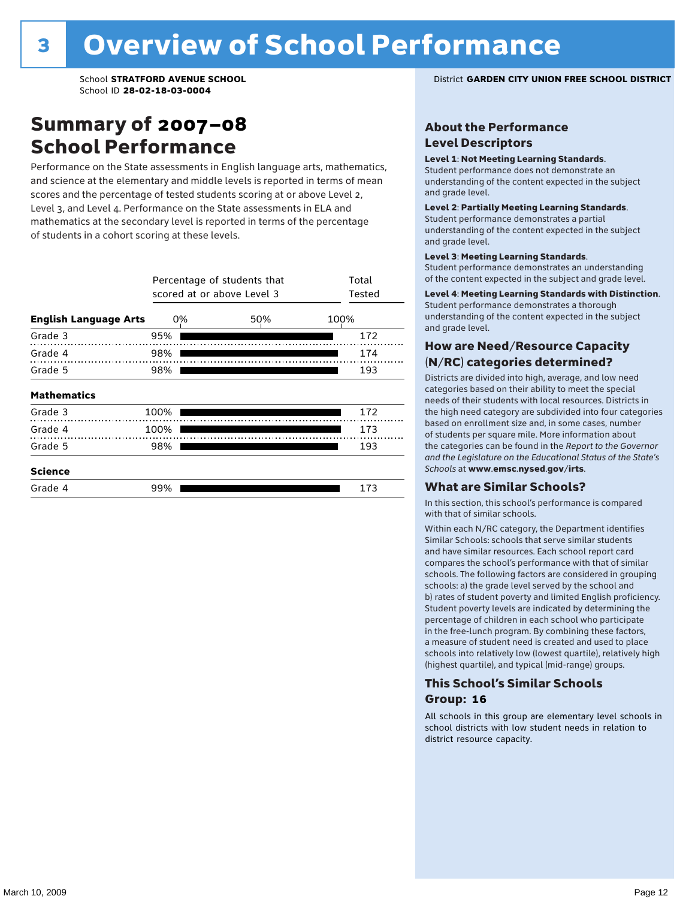# 3 Overview of School Performance

School **STRATFORD AVENUE SCHOOL**
School ID **28-02-18-03-0004**

District **GARDEN CITY UNION FREE SCHOOL DISTRICT**

## Summary of 2007–08 School Performance

Performance on the State assessments in English language arts, mathematics, and science at the elementary and middle levels is reported in terms of mean scores and the percentage of tested students scoring at or above Level 2, Level 3, and Level 4. Performance on the State assessments in ELA and mathematics at the secondary level is reported in terms of the percentage of students in a cohort scoring at these levels.

| | Percentage of students that scored at or above Level 3 | Total Tested |
|---|---|---|
| **English Language Arts** | | |
| Grade 3 | 95% | 172 |
| Grade 4 | 98% | 174 |
| Grade 5 | 98% | 193 |
| **Mathematics** | | |
| Grade 3 | 100% | 172 |
| Grade 4 | 100% | 173 |
| Grade 5 | 98% | 193 |
| **Science** | | |
| Grade 4 | 99% | 173 |

### About the Performance Level Descriptors

**Level 1**: **Not Meeting Learning Standards**. Student performance does not demonstrate an understanding of the content expected in the subject and grade level.

**Level 2**: **Partially Meeting Learning Standards**. Student performance demonstrates a partial understanding of the content expected in the subject and grade level.

**Level 3**: **Meeting Learning Standards**. Student performance demonstrates an understanding of the content expected in the subject and grade level.

**Level 4**: **Meeting Learning Standards with Distinction**. Student performance demonstrates a thorough understanding of the content expected in the subject and grade level.

### How are Need/Resource Capacity (N/RC) categories determined?

Districts are divided into high, average, and low need categories based on their ability to meet the special needs of their students with local resources. Districts in the high need category are subdivided into four categories based on enrollment size and, in some cases, number of students per square mile. More information about the categories can be found in the *Report to the Governor and the Legislature on the Educational Status of the State's Schools* at **www.emsc.nysed.gov/irts**.

### What are Similar Schools?

In this section, this school's performance is compared with that of similar schools.

Within each N/RC category, the Department identifies Similar Schools: schools that serve similar students and have similar resources. Each school report card compares the school's performance with that of similar schools. The following factors are considered in grouping schools: a) the grade level served by the school and b) rates of student poverty and limited English proficiency. Student poverty levels are indicated by determining the percentage of children in each school who participate in the free-lunch program. By combining these factors, a measure of student need is created and used to place schools into relatively low (lowest quartile), relatively high (highest quartile), and typical (mid-range) groups.

### This School's Similar Schools Group: 16

All schools in this group are elementary level schools in school districts with low student needs in relation to district resource capacity.

March 10, 2009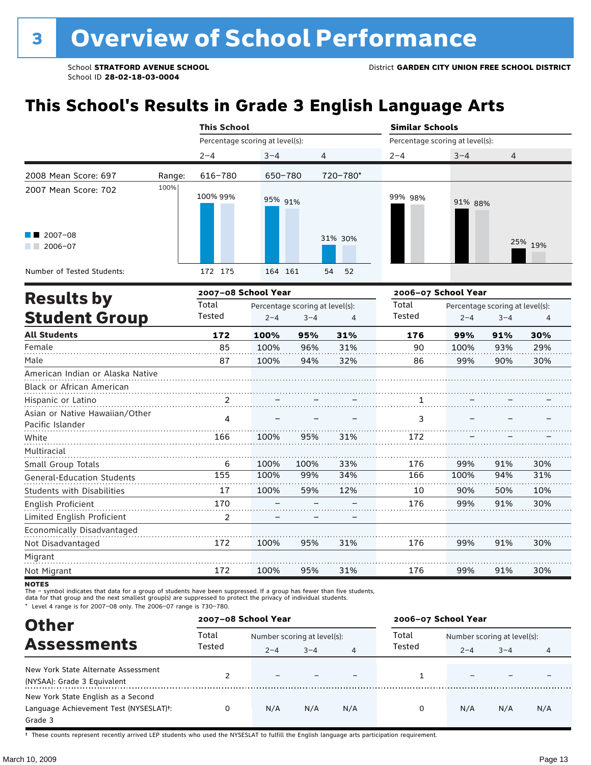# 3 Overview of School Performance

School **STRATFORD AVENUE SCHOOL**
School ID **28-02-18-03-0004**

District **GARDEN CITY UNION FREE SCHOOL DISTRICT**

## This School's Results in Grade 3 English Language Arts

| | | This School | | | Similar Schools | | |
|---|---|---|---|---|---|---|---|
| | | Percentage scoring at level(s): | | | Percentage scoring at level(s): | | |
| | | 2–4 | 3–4 | 4 | 2–4 | 3–4 | 4 |
| 2008 Mean Score: 697 | Range: | 616–780 | 650–780 | 720–780* | | | |
| 2007 Mean Score: 702 | | | | | | | |
| 2007–08 | | 100% | 95% | 31% | 99% | 91% | 25% |
| 2006–07 | | 99% | 91% | 30% | 98% | 88% | 19% |
| Number of Tested Students: 2007–08 | | 172 | 164 | 54 | | | |
| Number of Tested Students: 2006–07 | | 175 | 161 | 52 | | | |

## Results by Student Group

| | 2007–08 School Year | | | | 2006–07 School Year | | | |
|---|---|---|---|---|---|---|---|---|
| | Total Tested | Percentage scoring at level(s): 2–4 | 3–4 | 4 | Total Tested | Percentage scoring at level(s): 2–4 | 3–4 | 4 |
| **All Students** | **172** | **100%** | **95%** | **31%** | **176** | **99%** | **91%** | **30%** |
| Female | 85 | 100% | 96% | 31% | 90 | 100% | 93% | 29% |
| Male | 87 | 100% | 94% | 32% | 86 | 99% | 90% | 30% |
| American Indian or Alaska Native | | | | | | | | |
| Black or African American | | | | | | | | |
| Hispanic or Latino | 2 | – | – | – | 1 | – | – | – |
| Asian or Native Hawaiian/Other Pacific Islander | 4 | – | – | – | 3 | – | – | – |
| White | 166 | 100% | 95% | 31% | 172 | – | – | – |
| Multiracial | | | | | | | | |
| Small Group Totals | 6 | 100% | 100% | 33% | 176 | 99% | 91% | 30% |
| General-Education Students | 155 | 100% | 99% | 34% | 166 | 100% | 94% | 31% |
| Students with Disabilities | 17 | 100% | 59% | 12% | 10 | 90% | 50% | 10% |
| English Proficient | 170 | – | – | – | 176 | 99% | 91% | 30% |
| Limited English Proficient | 2 | – | – | – | | | | |
| Economically Disadvantaged | | | | | | | | |
| Not Disadvantaged | 172 | 100% | 95% | 31% | 176 | 99% | 91% | 30% |
| Migrant | | | | | | | | |
| Not Migrant | 172 | 100% | 95% | 31% | 176 | 99% | 91% | 30% |

**NOTES**
The – symbol indicates that data for a group of students have been suppressed. If a group has fewer than five students, data for that group and the next smallest group(s) are suppressed to protect the privacy of individual students.
\* Level 4 range is for 2007–08 only. The 2006–07 range is 730–780.

## Other Assessments

| | 2007–08 School Year | | | | 2006–07 School Year | | | |
|---|---|---|---|---|---|---|---|---|
| | Total Tested | Number scoring at level(s): 2–4 | 3–4 | 4 | Total Tested | Number scoring at level(s): 2–4 | 3–4 | 4 |
| New York State Alternate Assessment (NYSAA): Grade 3 Equivalent | 2 | – | – | – | 1 | – | – | – |
| New York State English as a Second Language Achievement Test (NYSESLAT)†: Grade 3 | 0 | N/A | N/A | N/A | 0 | N/A | N/A | N/A |

† These counts represent recently arrived LEP students who used the NYSESLAT to fulfill the English language arts participation requirement.

March 10, 2009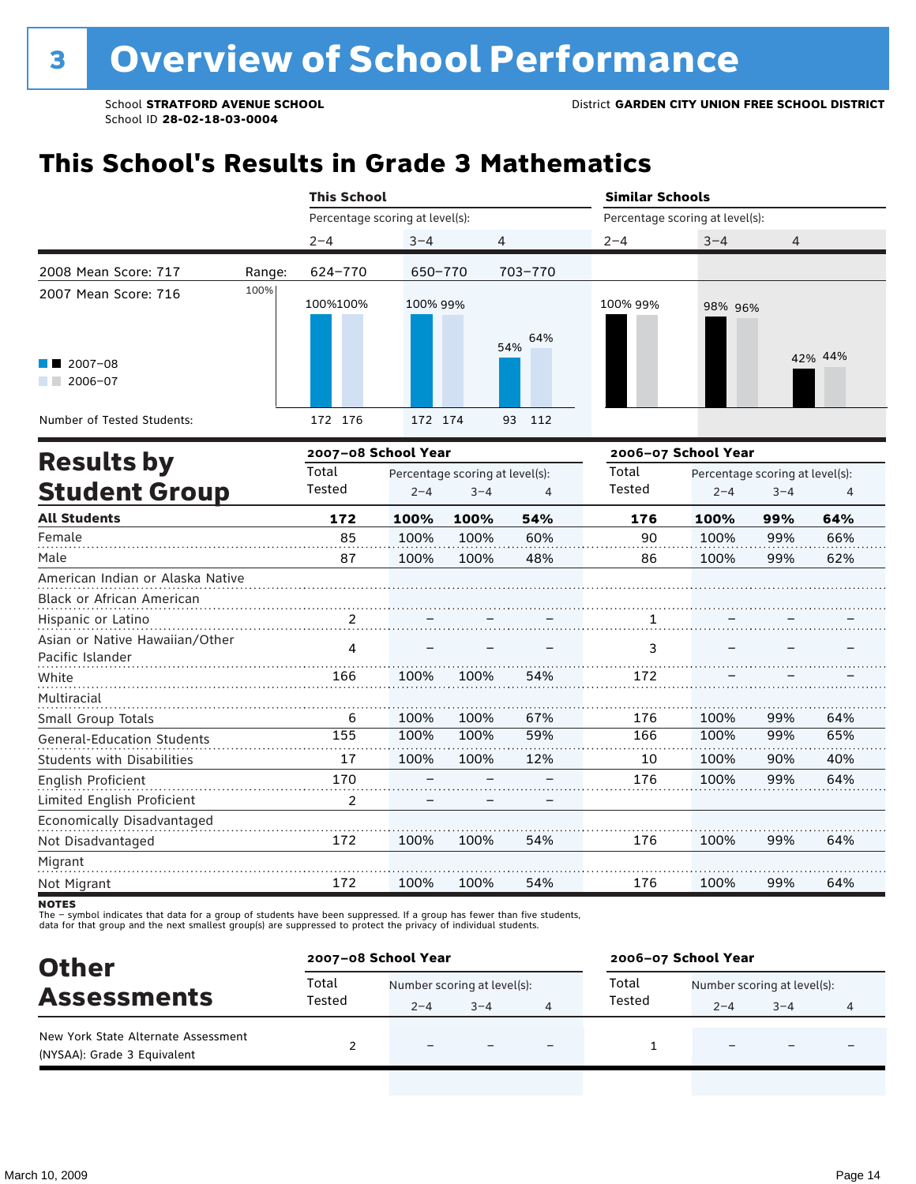# 3 Overview of School Performance

School **STRATFORD AVENUE SCHOOL**
School ID **28-02-18-03-0004**

District **GARDEN CITY UNION FREE SCHOOL DISTRICT**

## This School's Results in Grade 3 Mathematics

| | This School | | | Similar Schools | | |
|---|---|---|---|---|---|---|
| | Percentage scoring at level(s): | | | Percentage scoring at level(s): | | |
| | 2–4 | 3–4 | 4 | 2–4 | 3–4 | 4 |
| 2008 Mean Score: 717 — Range: | 624–770 | 650–770 | 703–770 | | | |
| 2007 Mean Score: 716 | | | | | | |
| 2007–08 | 100% | 100% | 54% | 100% | 98% | 42% |
| 2006–07 | 100% | 99% | 64% | 99% | 96% | 44% |
| Number of Tested Students (2007–08) | 172 | 172 | 93 | | | |
| Number of Tested Students (2006–07) | 176 | 174 | 112 | | | |

## Results by Student Group

| | 2007–08 School Year | | | | 2006–07 School Year | | | |
|---|---|---|---|---|---|---|---|---|
| | Total Tested | Percentage scoring at level(s): 2–4 | 3–4 | 4 | Total Tested | Percentage scoring at level(s): 2–4 | 3–4 | 4 |
| **All Students** | **172** | **100%** | **100%** | **54%** | **176** | **100%** | **99%** | **64%** |
| Female | 85 | 100% | 100% | 60% | 90 | 100% | 99% | 66% |
| Male | 87 | 100% | 100% | 48% | 86 | 100% | 99% | 62% |
| American Indian or Alaska Native | | | | | | | | |
| Black or African American | | | | | | | | |
| Hispanic or Latino | 2 | – | – | – | 1 | – | – | – |
| Asian or Native Hawaiian/Other Pacific Islander | 4 | – | – | – | 3 | – | – | – |
| White | 166 | 100% | 100% | 54% | 172 | – | – | – |
| Multiracial | | | | | | | | |
| Small Group Totals | 6 | 100% | 100% | 67% | 176 | 100% | 99% | 64% |
| General-Education Students | 155 | 100% | 100% | 59% | 166 | 100% | 99% | 65% |
| Students with Disabilities | 17 | 100% | 100% | 12% | 10 | 100% | 90% | 40% |
| English Proficient | 170 | – | – | – | 176 | 100% | 99% | 64% |
| Limited English Proficient | 2 | – | – | – | | | | |
| Economically Disadvantaged | | | | | | | | |
| Not Disadvantaged | 172 | 100% | 100% | 54% | 176 | 100% | 99% | 64% |
| Migrant | | | | | | | | |
| Not Migrant | 172 | 100% | 100% | 54% | 176 | 100% | 99% | 64% |

**NOTES**
The – symbol indicates that data for a group of students have been suppressed. If a group has fewer than five students, data for that group and the next smallest group(s) are suppressed to protect the privacy of individual students.

## Other Assessments

| | 2007–08 School Year | | | | 2006–07 School Year | | | |
|---|---|---|---|---|---|---|---|---|
| | Total Tested | Number scoring at level(s): 2–4 | 3–4 | 4 | Total Tested | Number scoring at level(s): 2–4 | 3–4 | 4 |
| New York State Alternate Assessment (NYSAA): Grade 3 Equivalent | 2 | – | – | – | 1 | – | – | – |

March 10, 2009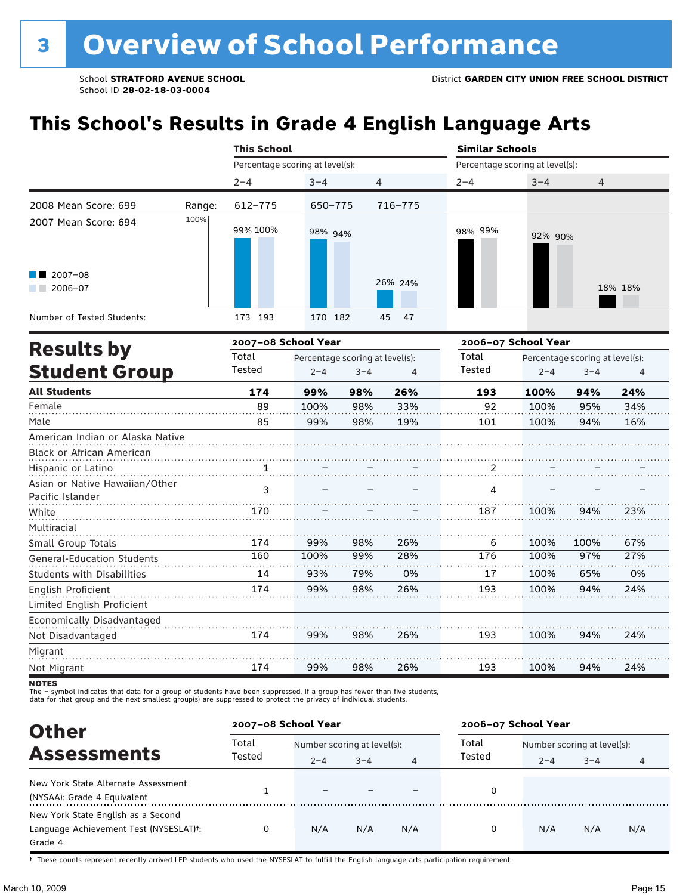# 3 Overview of School Performance

School **STRATFORD AVENUE SCHOOL**
School ID **28-02-18-03-0004**

District **GARDEN CITY UNION FREE SCHOOL DISTRICT**

## This School's Results in Grade 4 English Language Arts

| | This School | | | Similar Schools | | |
|---|---|---|---|---|---|---|
| | Percentage scoring at level(s): | | | Percentage scoring at level(s): | | |
| | 2–4 | 3–4 | 4 | 2–4 | 3–4 | 4 |
| Range: | 612–775 | 650–775 | 716–775 | | | |
| 2007–08 | 99% | 98% | 26% | 98% | 92% | 18% |
| 2006–07 | 100% | 94% | 24% | 99% | 90% | 18% |
| Number of Tested Students: 2007–08 | 173 | 170 | 45 | | | |
| Number of Tested Students: 2006–07 | 193 | 182 | 47 | | | |

2008 Mean Score: 699
2007 Mean Score: 694

## Results by Student Group

| | 2007–08 School Year | | | | 2006–07 School Year | | | |
|---|---|---|---|---|---|---|---|---|
| | Total Tested | Percentage scoring at level(s): | | | Total Tested | Percentage scoring at level(s): | | |
| | | 2–4 | 3–4 | 4 | | 2–4 | 3–4 | 4 |
| **All Students** | **174** | **99%** | **98%** | **26%** | **193** | **100%** | **94%** | **24%** |
| Female | 89 | 100% | 98% | 33% | 92 | 100% | 95% | 34% |
| Male | 85 | 99% | 98% | 19% | 101 | 100% | 94% | 16% |
| American Indian or Alaska Native | | | | | | | | |
| Black or African American | | | | | | | | |
| Hispanic or Latino | 1 | – | – | – | 2 | – | – | – |
| Asian or Native Hawaiian/Other Pacific Islander | 3 | – | – | – | 4 | – | – | – |
| White | 170 | – | – | – | 187 | 100% | 94% | 23% |
| Multiracial | | | | | | | | |
| Small Group Totals | 174 | 99% | 98% | 26% | 6 | 100% | 100% | 67% |
| General-Education Students | 160 | 100% | 99% | 28% | 176 | 100% | 97% | 27% |
| Students with Disabilities | 14 | 93% | 79% | 0% | 17 | 100% | 65% | 0% |
| English Proficient | 174 | 99% | 98% | 26% | 193 | 100% | 94% | 24% |
| Limited English Proficient | | | | | | | | |
| Economically Disadvantaged | | | | | | | | |
| Not Disadvantaged | 174 | 99% | 98% | 26% | 193 | 100% | 94% | 24% |
| Migrant | | | | | | | | |
| Not Migrant | 174 | 99% | 98% | 26% | 193 | 100% | 94% | 24% |

**NOTES**
The – symbol indicates that data for a group of students have been suppressed. If a group has fewer than five students, data for that group and the next smallest group(s) are suppressed to protect the privacy of individual students.

## Other Assessments

| | 2007–08 School Year | | | | 2006–07 School Year | | | |
|---|---|---|---|---|---|---|---|---|
| | Total Tested | Number scoring at level(s): | | | Total Tested | Number scoring at level(s): | | |
| | | 2–4 | 3–4 | 4 | | 2–4 | 3–4 | 4 |
| New York State Alternate Assessment (NYSAA): Grade 4 Equivalent | 1 | – | – | – | 0 | | | |
| New York State English as a Second Language Achievement Test (NYSESLAT)†: Grade 4 | 0 | N/A | N/A | N/A | 0 | N/A | N/A | N/A |

† These counts represent recently arrived LEP students who used the NYSESLAT to fulfill the English language arts participation requirement.

March 10, 2009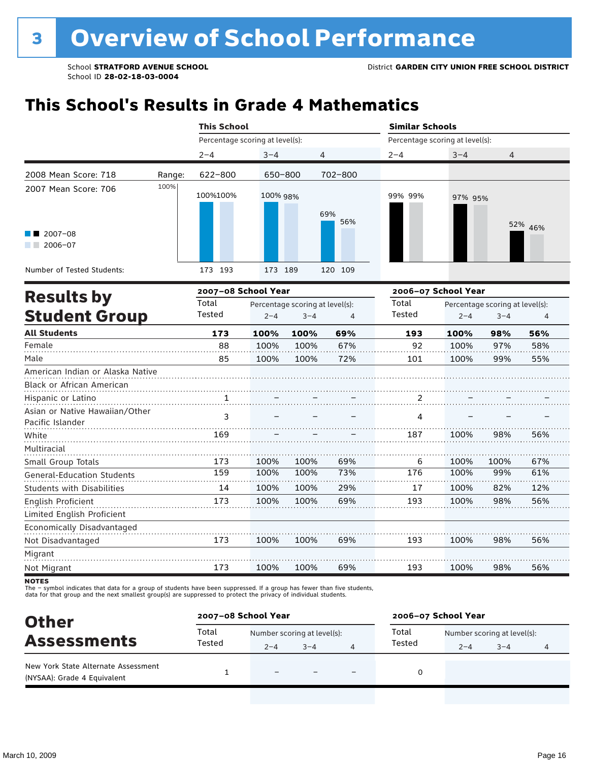# 3 Overview of School Performance

School **STRATFORD AVENUE SCHOOL**
School ID **28-02-18-03-0004**

District **GARDEN CITY UNION FREE SCHOOL DISTRICT**

## This School's Results in Grade 4 Mathematics

| | | This School | | | Similar Schools | | |
|---|---|---|---|---|---|---|---|
| | | Percentage scoring at level(s): | | | Percentage scoring at level(s): | | |
| | | 2–4 | 3–4 | 4 | 2–4 | 3–4 | 4 |
| 2008 Mean Score: 718 | Range: | 622–800 | 650–800 | 702–800 | | | |
| 2007 Mean Score: 706 | | | | | | | |
| 2007–08 | | 100% | 100% | 69% | 99% | 97% | 52% |
| 2006–07 | | 100% | 98% | 56% | 99% | 95% | 46% |
| Number of Tested Students: 2007–08 | | 173 | 173 | 120 | | | |
| Number of Tested Students: 2006–07 | | 193 | 189 | 109 | | | |

## Results by Student Group

| | 2007–08 School Year | | | | 2006–07 School Year | | | |
|---|---|---|---|---|---|---|---|---|
| | Total Tested | Percentage scoring at level(s): 2–4 | 3–4 | 4 | Total Tested | Percentage scoring at level(s): 2–4 | 3–4 | 4 |
| **All Students** | **173** | **100%** | **100%** | **69%** | **193** | **100%** | **98%** | **56%** |
| Female | 88 | 100% | 100% | 67% | 92 | 100% | 97% | 58% |
| Male | 85 | 100% | 100% | 72% | 101 | 100% | 99% | 55% |
| American Indian or Alaska Native | | | | | | | | |
| Black or African American | | | | | | | | |
| Hispanic or Latino | 1 | – | – | – | 2 | – | – | – |
| Asian or Native Hawaiian/Other Pacific Islander | 3 | – | – | – | 4 | – | – | – |
| White | 169 | – | – | – | 187 | 100% | 98% | 56% |
| Multiracial | | | | | | | | |
| Small Group Totals | 173 | 100% | 100% | 69% | 6 | 100% | 100% | 67% |
| General-Education Students | 159 | 100% | 100% | 73% | 176 | 100% | 99% | 61% |
| Students with Disabilities | 14 | 100% | 100% | 29% | 17 | 100% | 82% | 12% |
| English Proficient | 173 | 100% | 100% | 69% | 193 | 100% | 98% | 56% |
| Limited English Proficient | | | | | | | | |
| Economically Disadvantaged | | | | | | | | |
| Not Disadvantaged | 173 | 100% | 100% | 69% | 193 | 100% | 98% | 56% |
| Migrant | | | | | | | | |
| Not Migrant | 173 | 100% | 100% | 69% | 193 | 100% | 98% | 56% |

**NOTES**
The – symbol indicates that data for a group of students have been suppressed. If a group has fewer than five students, data for that group and the next smallest group(s) are suppressed to protect the privacy of individual students.

## Other Assessments

| | 2007–08 School Year | | | | 2006–07 School Year | | | |
|---|---|---|---|---|---|---|---|---|
| | Total Tested | Number scoring at level(s): 2–4 | 3–4 | 4 | Total Tested | Number scoring at level(s): 2–4 | 3–4 | 4 |
| New York State Alternate Assessment (NYSAA): Grade 4 Equivalent | 1 | – | – | – | 0 | | | |

March 10, 2009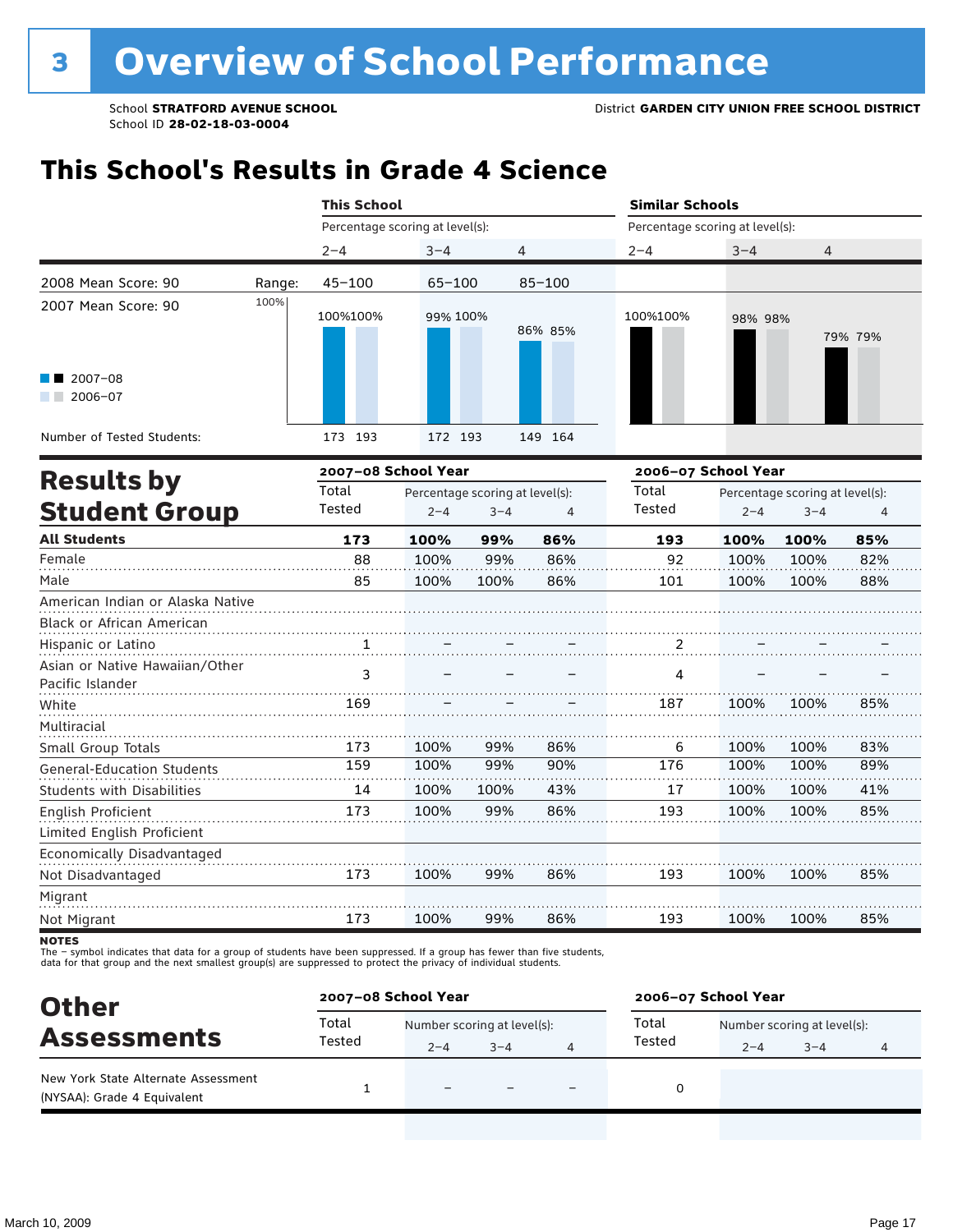# 3 Overview of School Performance

School **STRATFORD AVENUE SCHOOL**
School ID **28-02-18-03-0004**

District **GARDEN CITY UNION FREE SCHOOL DISTRICT**

## This School's Results in Grade 4 Science

| | | This School | | | Similar Schools | | |
|---|---|---|---|---|---|---|---|
| | | Percentage scoring at level(s): | | | Percentage scoring at level(s): | | |
| | | 2–4 | 3–4 | 4 | 2–4 | 3–4 | 4 |
| 2008 Mean Score: 90 | Range: | 45–100 | 65–100 | 85–100 | | | |
| 2007 Mean Score: 90 | 2007–08 | 100% | 99% | 86% | 100% | 98% | 79% |
| | 2006–07 | 100% | 100% | 85% | 100% | 98% | 79% |
| Number of Tested Students: | 2007–08 | 173 | 172 | 149 | | | |
| | 2006–07 | 193 | 193 | 164 | | | |

## Results by Student Group

| | 2007–08 School Year | | | | 2006–07 School Year | | | |
|---|---|---|---|---|---|---|---|---|
| | Total Tested | Percentage scoring at level(s): 2–4 | 3–4 | 4 | Total Tested | Percentage scoring at level(s): 2–4 | 3–4 | 4 |
| **All Students** | **173** | **100%** | **99%** | **86%** | **193** | **100%** | **100%** | **85%** |
| Female | 88 | 100% | 99% | 86% | 92 | 100% | 100% | 82% |
| Male | 85 | 100% | 100% | 86% | 101 | 100% | 100% | 88% |
| American Indian or Alaska Native | | | | | | | | |
| Black or African American | | | | | | | | |
| Hispanic or Latino | 1 | – | – | – | 2 | – | – | – |
| Asian or Native Hawaiian/Other Pacific Islander | 3 | – | – | – | 4 | – | – | – |
| White | 169 | – | – | – | 187 | 100% | 100% | 85% |
| Multiracial | | | | | | | | |
| Small Group Totals | 173 | 100% | 99% | 86% | 6 | 100% | 100% | 83% |
| General-Education Students | 159 | 100% | 99% | 90% | 176 | 100% | 100% | 89% |
| Students with Disabilities | 14 | 100% | 100% | 43% | 17 | 100% | 100% | 41% |
| English Proficient | 173 | 100% | 99% | 86% | 193 | 100% | 100% | 85% |
| Limited English Proficient | | | | | | | | |
| Economically Disadvantaged | | | | | | | | |
| Not Disadvantaged | 173 | 100% | 99% | 86% | 193 | 100% | 100% | 85% |
| Migrant | | | | | | | | |
| Not Migrant | 173 | 100% | 99% | 86% | 193 | 100% | 100% | 85% |

**NOTES**
The – symbol indicates that data for a group of students have been suppressed. If a group has fewer than five students, data for that group and the next smallest group(s) are suppressed to protect the privacy of individual students.

## Other Assessments

| | 2007–08 School Year | | | | 2006–07 School Year | | | |
|---|---|---|---|---|---|---|---|---|
| | Total Tested | Number scoring at level(s): 2–4 | 3–4 | 4 | Total Tested | Number scoring at level(s): 2–4 | 3–4 | 4 |
| New York State Alternate Assessment (NYSAA): Grade 4 Equivalent | 1 | – | – | – | 0 | | | |

March 10, 2009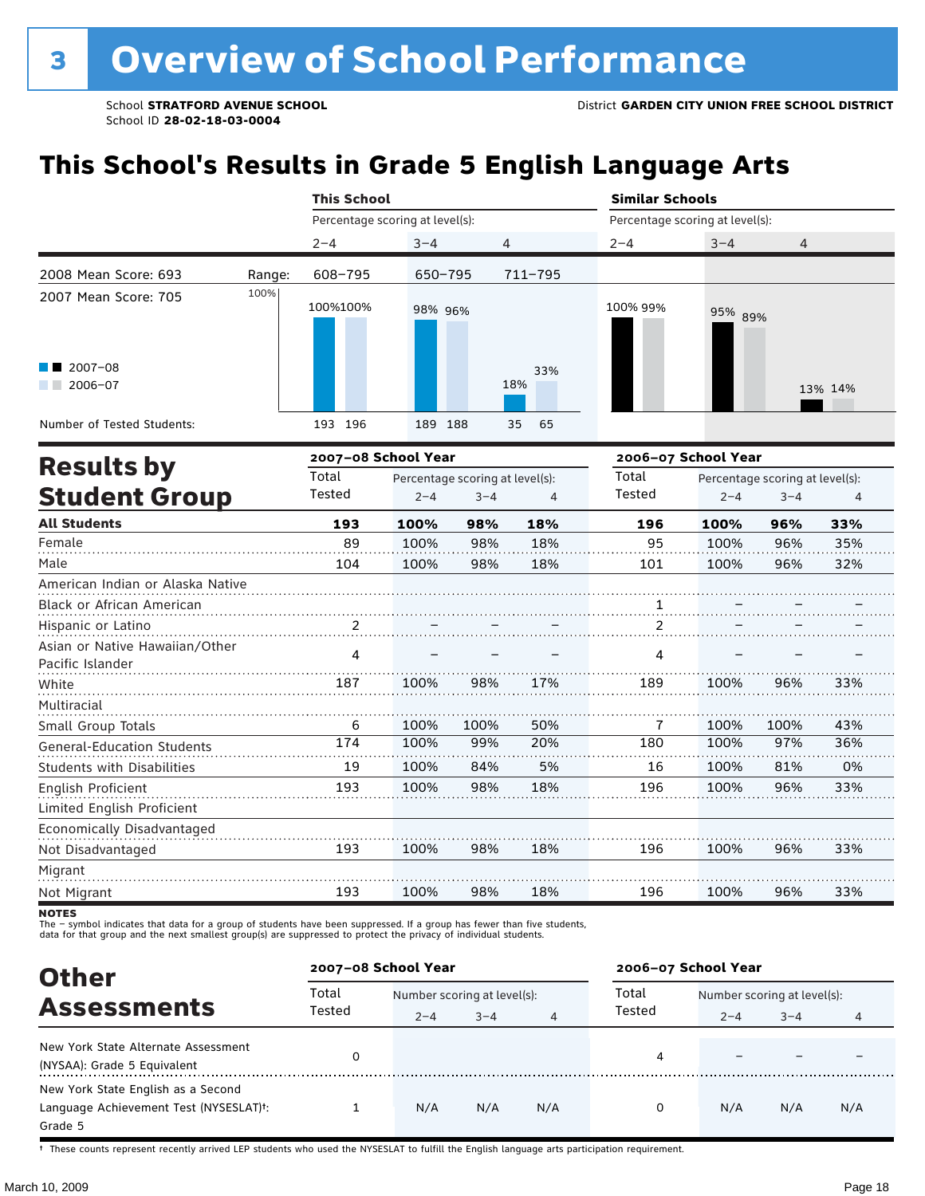# 3 Overview of School Performance

School **STRATFORD AVENUE SCHOOL**
School ID **28-02-18-03-0004**

District **GARDEN CITY UNION FREE SCHOOL DISTRICT**

## This School's Results in Grade 5 English Language Arts

| | | This School | | | Similar Schools | | |
|---|---|---|---|---|---|---|---|
| | | Percentage scoring at level(s): | | | Percentage scoring at level(s): | | |
| | | 2–4 | 3–4 | 4 | 2–4 | 3–4 | 4 |
| 2008 Mean Score: 693 | Range: | 608–795 | 650–795 | 711–795 | | | |
| 2007 Mean Score: 705 | | | | | | | |
| 2007–08 | | 100% | 98% | 18% | 100% | 95% | 13% |
| 2006–07 | | 100% | 96% | 33% | 99% | 89% | 14% |
| Number of Tested Students: 2007–08 | | 193 | 189 | 35 | | | |
| Number of Tested Students: 2006–07 | | 196 | 188 | 65 | | | |

## Results by Student Group

| | 2007–08 School Year | | | | 2006–07 School Year | | | |
|---|---|---|---|---|---|---|---|---|
| | Total Tested | Percentage scoring at level(s): | | | Total Tested | Percentage scoring at level(s): | | |
| | | 2–4 | 3–4 | 4 | | 2–4 | 3–4 | 4 |
| **All Students** | **193** | **100%** | **98%** | **18%** | **196** | **100%** | **96%** | **33%** |
| Female | 89 | 100% | 98% | 18% | 95 | 100% | 96% | 35% |
| Male | 104 | 100% | 98% | 18% | 101 | 100% | 96% | 32% |
| American Indian or Alaska Native | | | | | | | | |
| Black or African American | | | | | 1 | – | – | – |
| Hispanic or Latino | 2 | – | – | – | 2 | – | – | – |
| Asian or Native Hawaiian/Other Pacific Islander | 4 | – | – | – | 4 | – | – | – |
| White | 187 | 100% | 98% | 17% | 189 | 100% | 96% | 33% |
| Multiracial | | | | | | | | |
| Small Group Totals | 6 | 100% | 100% | 50% | 7 | 100% | 100% | 43% |
| General-Education Students | 174 | 100% | 99% | 20% | 180 | 100% | 97% | 36% |
| Students with Disabilities | 19 | 100% | 84% | 5% | 16 | 100% | 81% | 0% |
| English Proficient | 193 | 100% | 98% | 18% | 196 | 100% | 96% | 33% |
| Limited English Proficient | | | | | | | | |
| Economically Disadvantaged | | | | | | | | |
| Not Disadvantaged | 193 | 100% | 98% | 18% | 196 | 100% | 96% | 33% |
| Migrant | | | | | | | | |
| Not Migrant | 193 | 100% | 98% | 18% | 196 | 100% | 96% | 33% |

**NOTES**
The – symbol indicates that data for a group of students have been suppressed. If a group has fewer than five students, data for that group and the next smallest group(s) are suppressed to protect the privacy of individual students.

## Other Assessments

| | 2007–08 School Year | | | | 2006–07 School Year | | | |
|---|---|---|---|---|---|---|---|---|
| | Total Tested | Number scoring at level(s): | | | Total Tested | Number scoring at level(s): | | |
| | | 2–4 | 3–4 | 4 | | 2–4 | 3–4 | 4 |
| New York State Alternate Assessment (NYSAA): Grade 5 Equivalent | 0 | | | | 4 | – | – | – |
| New York State English as a Second Language Achievement Test (NYSESLAT)†: Grade 5 | 1 | N/A | N/A | N/A | 0 | N/A | N/A | N/A |

† These counts represent recently arrived LEP students who used the NYSESLAT to fulfill the English language arts participation requirement.

March 10, 2009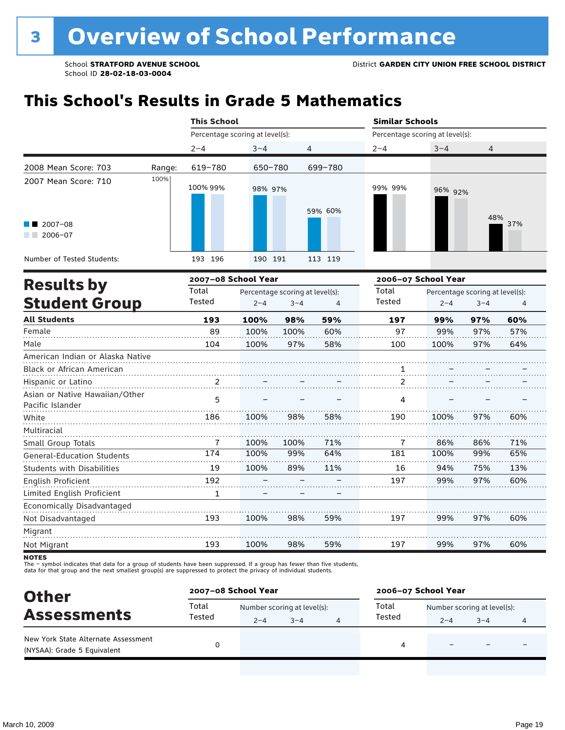# 3 Overview of School Performance

School **STRATFORD AVENUE SCHOOL**
School ID **28-02-18-03-0004**

District **GARDEN CITY UNION FREE SCHOOL DISTRICT**

## This School's Results in Grade 5 Mathematics

| | | This School | | | Similar Schools | | |
|---|---|---|---|---|---|---|---|
| | | Percentage scoring at level(s): | | | Percentage scoring at level(s): | | |
| | | 2–4 | 3–4 | 4 | 2–4 | 3–4 | 4 |
| 2008 Mean Score: 703 | Range: | 619–780 | 650–780 | 699–780 | | | |
| 2007 Mean Score: 710 | | | | | | | |
| 2007–08 | | 100% | 98% | 59% | 99% | 96% | 48% |
| 2006–07 | | 99% | 97% | 60% | 99% | 92% | 37% |
| Number of Tested Students: 2007–08 | | 193 | 190 | 113 | | | |
| Number of Tested Students: 2006–07 | | 196 | 191 | 119 | | | |

## Results by Student Group

| | 2007–08 School Year | | | | 2006–07 School Year | | | |
|---|---|---|---|---|---|---|---|---|
| | Total Tested | Percentage scoring at level(s): 2–4 | 3–4 | 4 | Total Tested | Percentage scoring at level(s): 2–4 | 3–4 | 4 |
| **All Students** | **193** | **100%** | **98%** | **59%** | **197** | **99%** | **97%** | **60%** |
| Female | 89 | 100% | 100% | 60% | 97 | 99% | 97% | 57% |
| Male | 104 | 100% | 97% | 58% | 100 | 100% | 97% | 64% |
| American Indian or Alaska Native | | | | | | | | |
| Black or African American | | | | | 1 | – | – | – |
| Hispanic or Latino | 2 | – | – | – | 2 | – | – | – |
| Asian or Native Hawaiian/Other Pacific Islander | 5 | – | – | – | 4 | – | – | – |
| White | 186 | 100% | 98% | 58% | 190 | 100% | 97% | 60% |
| Multiracial | | | | | | | | |
| Small Group Totals | 7 | 100% | 100% | 71% | 7 | 86% | 86% | 71% |
| General-Education Students | 174 | 100% | 99% | 64% | 181 | 100% | 99% | 65% |
| Students with Disabilities | 19 | 100% | 89% | 11% | 16 | 94% | 75% | 13% |
| English Proficient | 192 | – | – | – | 197 | 99% | 97% | 60% |
| Limited English Proficient | 1 | – | – | – | | | | |
| Economically Disadvantaged | | | | | | | | |
| Not Disadvantaged | 193 | 100% | 98% | 59% | 197 | 99% | 97% | 60% |
| Migrant | | | | | | | | |
| Not Migrant | 193 | 100% | 98% | 59% | 197 | 99% | 97% | 60% |

**NOTES**
The – symbol indicates that data for a group of students have been suppressed. If a group has fewer than five students, data for that group and the next smallest group(s) are suppressed to protect the privacy of individual students.

## Other Assessments

| | 2007–08 School Year | | | | 2006–07 School Year | | | |
|---|---|---|---|---|---|---|---|---|
| | Total Tested | Number scoring at level(s): 2–4 | 3–4 | 4 | Total Tested | Number scoring at level(s): 2–4 | 3–4 | 4 |
| New York State Alternate Assessment (NYSAA): Grade 5 Equivalent | 0 | | | | 4 | – | – | – |

March 10, 2009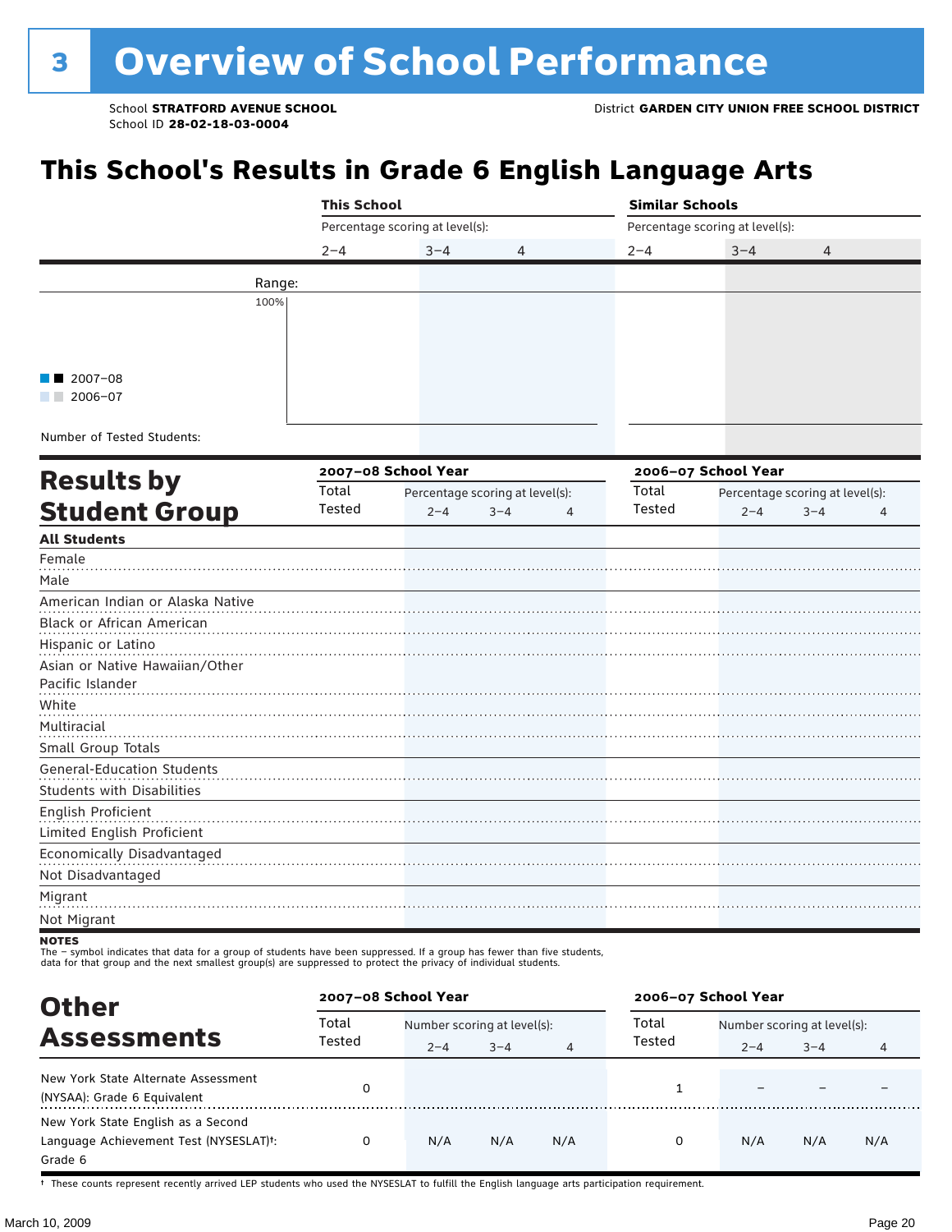# 3 Overview of School Performance

School **STRATFORD AVENUE SCHOOL**
School ID **28-02-18-03-0004**

District **GARDEN CITY UNION FREE SCHOOL DISTRICT**

## This School's Results in Grade 6 English Language Arts

| | This School | | | Similar Schools | | |
|---|---|---|---|---|---|---|
| | Percentage scoring at level(s): | | | Percentage scoring at level(s): | | |
| | 2–4 | 3–4 | 4 | 2–4 | 3–4 | 4 |
| Range: | | | | | | |
| Number of Tested Students: | | | | | | |

100%

2007–08
2006–07

## Results by Student Group

| | 2007–08 School Year | | | | 2006–07 School Year | | | |
|---|---|---|---|---|---|---|---|---|
| | Total Tested | Percentage scoring at level(s): | | | Total Tested | Percentage scoring at level(s): | | |
| | | 2–4 | 3–4 | 4 | | 2–4 | 3–4 | 4 |
| **All Students** | | | | | | | | |
| Female | | | | | | | | |
| Male | | | | | | | | |
| American Indian or Alaska Native | | | | | | | | |
| Black or African American | | | | | | | | |
| Hispanic or Latino | | | | | | | | |
| Asian or Native Hawaiian/Other Pacific Islander | | | | | | | | |
| White | | | | | | | | |
| Multiracial | | | | | | | | |
| Small Group Totals | | | | | | | | |
| General-Education Students | | | | | | | | |
| Students with Disabilities | | | | | | | | |
| English Proficient | | | | | | | | |
| Limited English Proficient | | | | | | | | |
| Economically Disadvantaged | | | | | | | | |
| Not Disadvantaged | | | | | | | | |
| Migrant | | | | | | | | |
| Not Migrant | | | | | | | | |

**NOTES**
The – symbol indicates that data for a group of students have been suppressed. If a group has fewer than five students, data for that group and the next smallest group(s) are suppressed to protect the privacy of individual students.

## Other Assessments

| | 2007–08 School Year | | | | 2006–07 School Year | | | |
|---|---|---|---|---|---|---|---|---|
| | Total Tested | Number scoring at level(s): | | | Total Tested | Number scoring at level(s): | | |
| | | 2–4 | 3–4 | 4 | | 2–4 | 3–4 | 4 |
| New York State Alternate Assessment (NYSAA): Grade 6 Equivalent | 0 | | | | 1 | – | – | – |
| New York State English as a Second Language Achievement Test (NYSESLAT)†: Grade 6 | 0 | N/A | N/A | N/A | 0 | N/A | N/A | N/A |

† These counts represent recently arrived LEP students who used the NYSESLAT to fulfill the English language arts participation requirement.

March 10, 2009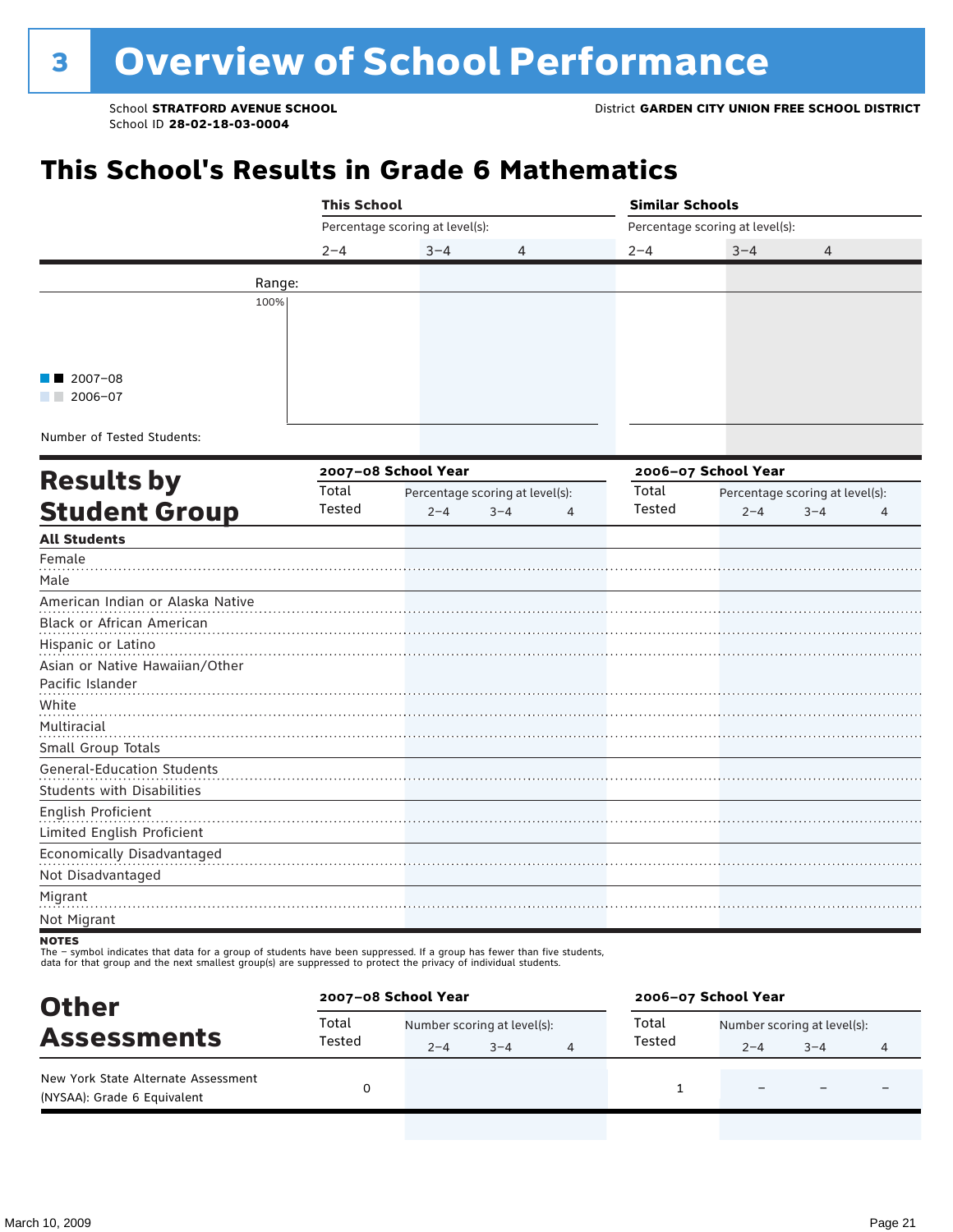# 3 Overview of School Performance

School **STRATFORD AVENUE SCHOOL**
School ID **28-02-18-03-0004**

District **GARDEN CITY UNION FREE SCHOOL DISTRICT**

## This School's Results in Grade 6 Mathematics

This School — Percentage scoring at level(s): 2–4, 3–4, 4

Similar Schools — Percentage scoring at level(s): 2–4, 3–4, 4

Range:

100%

2007–08

2006–07

Number of Tested Students:

## Results by Student Group

| | 2007–08 School Year | | | | 2006–07 School Year | | | |
|---|---|---|---|---|---|---|---|---|
| | Total Tested | Percentage scoring at level(s): 2–4 | 3–4 | 4 | Total Tested | Percentage scoring at level(s): 2–4 | 3–4 | 4 |
| **All Students** | | | | | | | | |
| Female | | | | | | | | |
| Male | | | | | | | | |
| American Indian or Alaska Native | | | | | | | | |
| Black or African American | | | | | | | | |
| Hispanic or Latino | | | | | | | | |
| Asian or Native Hawaiian/Other Pacific Islander | | | | | | | | |
| White | | | | | | | | |
| Multiracial | | | | | | | | |
| Small Group Totals | | | | | | | | |
| General-Education Students | | | | | | | | |
| Students with Disabilities | | | | | | | | |
| English Proficient | | | | | | | | |
| Limited English Proficient | | | | | | | | |
| Economically Disadvantaged | | | | | | | | |
| Not Disadvantaged | | | | | | | | |
| Migrant | | | | | | | | |
| Not Migrant | | | | | | | | |

**NOTES**
The – symbol indicates that data for a group of students have been suppressed. If a group has fewer than five students, data for that group and the next smallest group(s) are suppressed to protect the privacy of individual students.

## Other Assessments

| | 2007–08 School Year | | | | 2006–07 School Year | | | |
|---|---|---|---|---|---|---|---|---|
| | Total Tested | Number scoring at level(s): 2–4 | 3–4 | 4 | Total Tested | Number scoring at level(s): 2–4 | 3–4 | 4 |
| New York State Alternate Assessment (NYSAA): Grade 6 Equivalent | 0 | | | | 1 | – | – | – |

March 10, 2009